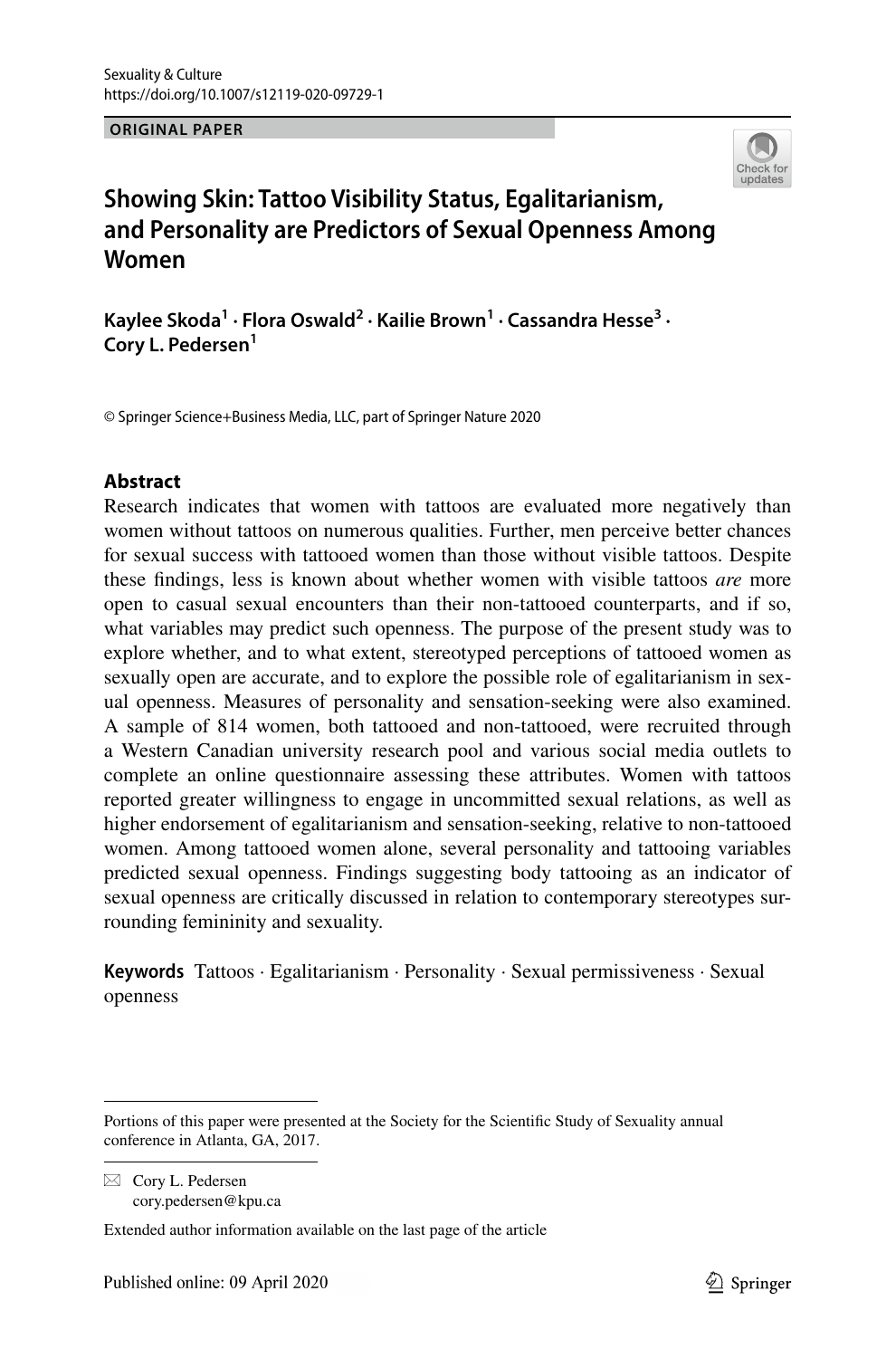Sexuality & Culture
https://doi.org/10.1007/s12119-020-09729-1

**ORIGINAL PAPER**

# Showing Skin: Tattoo Visibility Status, Egalitarianism, and Personality are Predictors of Sexual Openness Among Women

**Kaylee Skoda[1] · Flora Oswald[2] · Kailie Brown[1] · Cassandra Hesse[3] · Cory L. Pedersen[1]**

© Springer Science+Business Media, LLC, part of Springer Nature 2020

## Abstract

Research indicates that women with tattoos are evaluated more negatively than women without tattoos on numerous qualities. Further, men perceive better chances for sexual success with tattooed women than those without visible tattoos. Despite these findings, less is known about whether women with visible tattoos *are* more open to casual sexual encounters than their non-tattooed counterparts, and if so, what variables may predict such openness. The purpose of the present study was to explore whether, and to what extent, stereotyped perceptions of tattooed women as sexually open are accurate, and to explore the possible role of egalitarianism in sexual openness. Measures of personality and sensation-seeking were also examined. A sample of 814 women, both tattooed and non-tattooed, were recruited through a Western Canadian university research pool and various social media outlets to complete an online questionnaire assessing these attributes. Women with tattoos reported greater willingness to engage in uncommitted sexual relations, as well as higher endorsement of egalitarianism and sensation-seeking, relative to non-tattooed women. Among tattooed women alone, several personality and tattooing variables predicted sexual openness. Findings suggesting body tattooing as an indicator of sexual openness are critically discussed in relation to contemporary stereotypes surrounding femininity and sexuality.

**Keywords** Tattoos · Egalitarianism · Personality · Sexual permissiveness · Sexual openness

---

Portions of this paper were presented at the Society for the Scientific Study of Sexuality annual conference in Atlanta, GA, 2017.

✉ Cory L. Pedersen
cory.pedersen@kpu.ca

Extended author information available on the last page of the article

Published online: 09 April 2020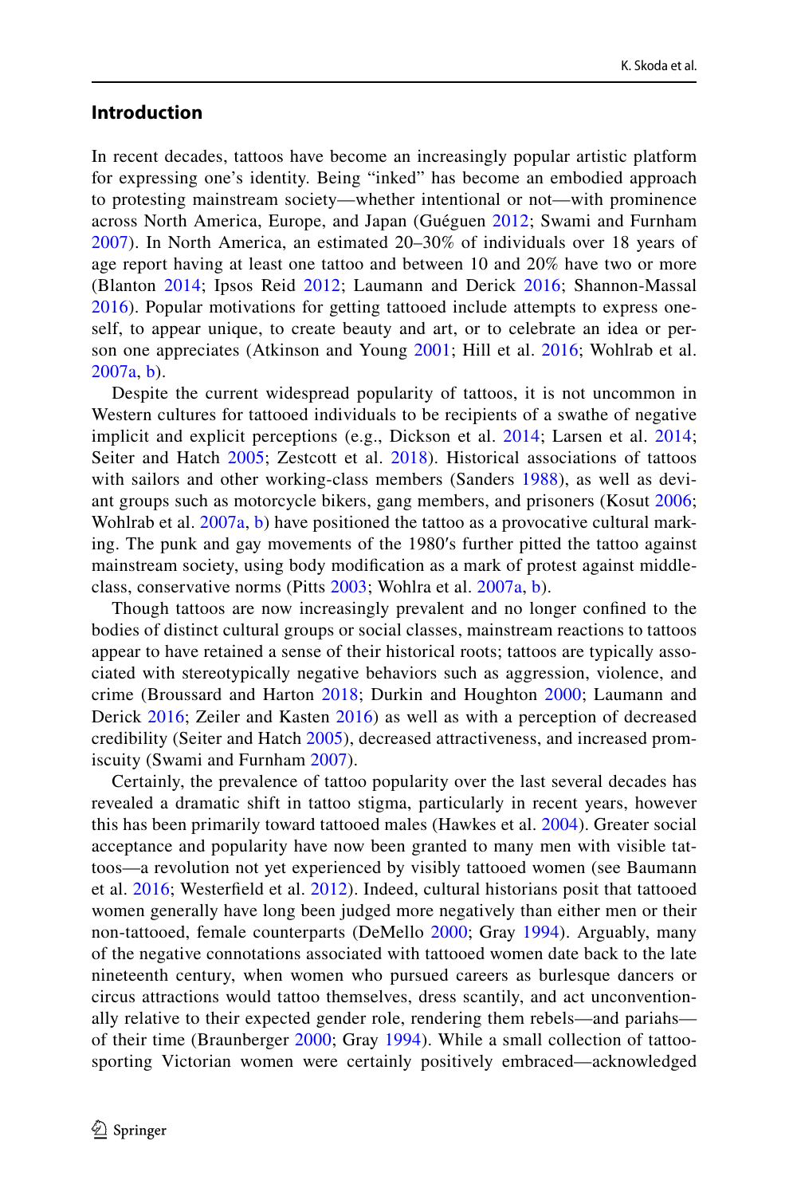## Introduction

In recent decades, tattoos have become an increasingly popular artistic platform for expressing one's identity. Being "inked" has become an embodied approach to protesting mainstream society—whether intentional or not—with prominence across North America, Europe, and Japan (Guéguen 2012; Swami and Furnham 2007). In North America, an estimated 20–30% of individuals over 18 years of age report having at least one tattoo and between 10 and 20% have two or more (Blanton 2014; Ipsos Reid 2012; Laumann and Derick 2016; Shannon-Massal 2016). Popular motivations for getting tattooed include attempts to express oneself, to appear unique, to create beauty and art, or to celebrate an idea or person one appreciates (Atkinson and Young 2001; Hill et al. 2016; Wohlrab et al. 2007a, b).

Despite the current widespread popularity of tattoos, it is not uncommon in Western cultures for tattooed individuals to be recipients of a swathe of negative implicit and explicit perceptions (e.g., Dickson et al. 2014; Larsen et al. 2014; Seiter and Hatch 2005; Zestcott et al. 2018). Historical associations of tattoos with sailors and other working-class members (Sanders 1988), as well as deviant groups such as motorcycle bikers, gang members, and prisoners (Kosut 2006; Wohlrab et al. 2007a, b) have positioned the tattoo as a provocative cultural marking. The punk and gay movements of the 1980′s further pitted the tattoo against mainstream society, using body modification as a mark of protest against middle-class, conservative norms (Pitts 2003; Wohlra et al. 2007a, b).

Though tattoos are now increasingly prevalent and no longer confined to the bodies of distinct cultural groups or social classes, mainstream reactions to tattoos appear to have retained a sense of their historical roots; tattoos are typically associated with stereotypically negative behaviors such as aggression, violence, and crime (Broussard and Harton 2018; Durkin and Houghton 2000; Laumann and Derick 2016; Zeiler and Kasten 2016) as well as with a perception of decreased credibility (Seiter and Hatch 2005), decreased attractiveness, and increased promiscuity (Swami and Furnham 2007).

Certainly, the prevalence of tattoo popularity over the last several decades has revealed a dramatic shift in tattoo stigma, particularly in recent years, however this has been primarily toward tattooed males (Hawkes et al. 2004). Greater social acceptance and popularity have now been granted to many men with visible tattoos—a revolution not yet experienced by visibly tattooed women (see Baumann et al. 2016; Westerfield et al. 2012). Indeed, cultural historians posit that tattooed women generally have long been judged more negatively than either men or their non-tattooed, female counterparts (DeMello 2000; Gray 1994). Arguably, many of the negative connotations associated with tattooed women date back to the late nineteenth century, when women who pursued careers as burlesque dancers or circus attractions would tattoo themselves, dress scantily, and act unconventionally relative to their expected gender role, rendering them rebels—and pariahs—of their time (Braunberger 2000; Gray 1994). While a small collection of tattoo-sporting Victorian women were certainly positively embraced—acknowledged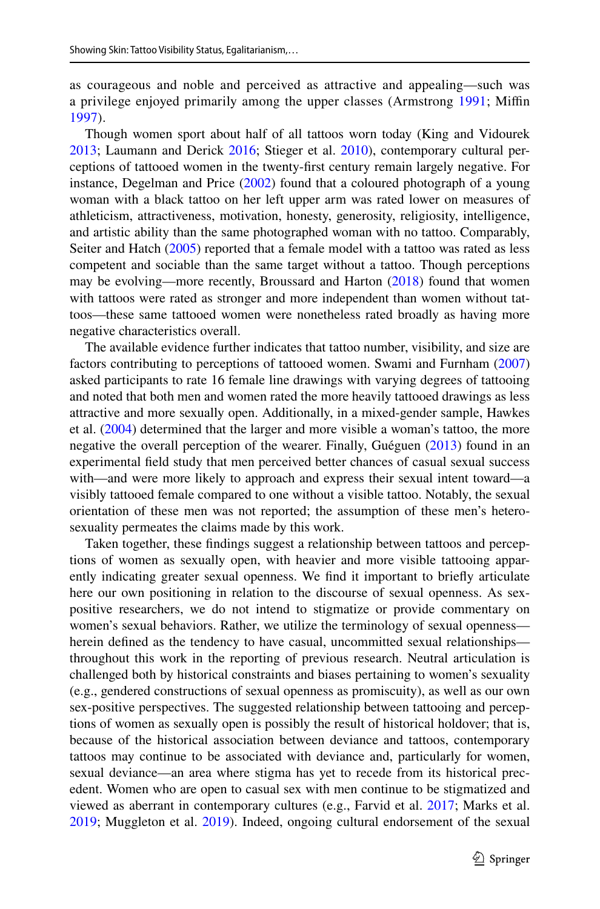as courageous and noble and perceived as attractive and appealing—such was a privilege enjoyed primarily among the upper classes (Armstrong 1991; Miffin 1997).

Though women sport about half of all tattoos worn today (King and Vidourek 2013; Laumann and Derick 2016; Stieger et al. 2010), contemporary cultural perceptions of tattooed women in the twenty-first century remain largely negative. For instance, Degelman and Price (2002) found that a coloured photograph of a young woman with a black tattoo on her left upper arm was rated lower on measures of athleticism, attractiveness, motivation, honesty, generosity, religiosity, intelligence, and artistic ability than the same photographed woman with no tattoo. Comparably, Seiter and Hatch (2005) reported that a female model with a tattoo was rated as less competent and sociable than the same target without a tattoo. Though perceptions may be evolving—more recently, Broussard and Harton (2018) found that women with tattoos were rated as stronger and more independent than women without tattoos—these same tattooed women were nonetheless rated broadly as having more negative characteristics overall.

The available evidence further indicates that tattoo number, visibility, and size are factors contributing to perceptions of tattooed women. Swami and Furnham (2007) asked participants to rate 16 female line drawings with varying degrees of tattooing and noted that both men and women rated the more heavily tattooed drawings as less attractive and more sexually open. Additionally, in a mixed-gender sample, Hawkes et al. (2004) determined that the larger and more visible a woman's tattoo, the more negative the overall perception of the wearer. Finally, Guéguen (2013) found in an experimental field study that men perceived better chances of casual sexual success with—and were more likely to approach and express their sexual intent toward—a visibly tattooed female compared to one without a visible tattoo. Notably, the sexual orientation of these men was not reported; the assumption of these men's heterosexuality permeates the claims made by this work.

Taken together, these findings suggest a relationship between tattoos and perceptions of women as sexually open, with heavier and more visible tattooing apparently indicating greater sexual openness. We find it important to briefly articulate here our own positioning in relation to the discourse of sexual openness. As sex-positive researchers, we do not intend to stigmatize or provide commentary on women's sexual behaviors. Rather, we utilize the terminology of sexual openness—herein defined as the tendency to have casual, uncommitted sexual relationships—throughout this work in the reporting of previous research. Neutral articulation is challenged both by historical constraints and biases pertaining to women's sexuality (e.g., gendered constructions of sexual openness as promiscuity), as well as our own sex-positive perspectives. The suggested relationship between tattooing and perceptions of women as sexually open is possibly the result of historical holdover; that is, because of the historical association between deviance and tattoos, contemporary tattoos may continue to be associated with deviance and, particularly for women, sexual deviance—an area where stigma has yet to recede from its historical precedent. Women who are open to casual sex with men continue to be stigmatized and viewed as aberrant in contemporary cultures (e.g., Farvid et al. 2017; Marks et al. 2019; Muggleton et al. 2019). Indeed, ongoing cultural endorsement of the sexual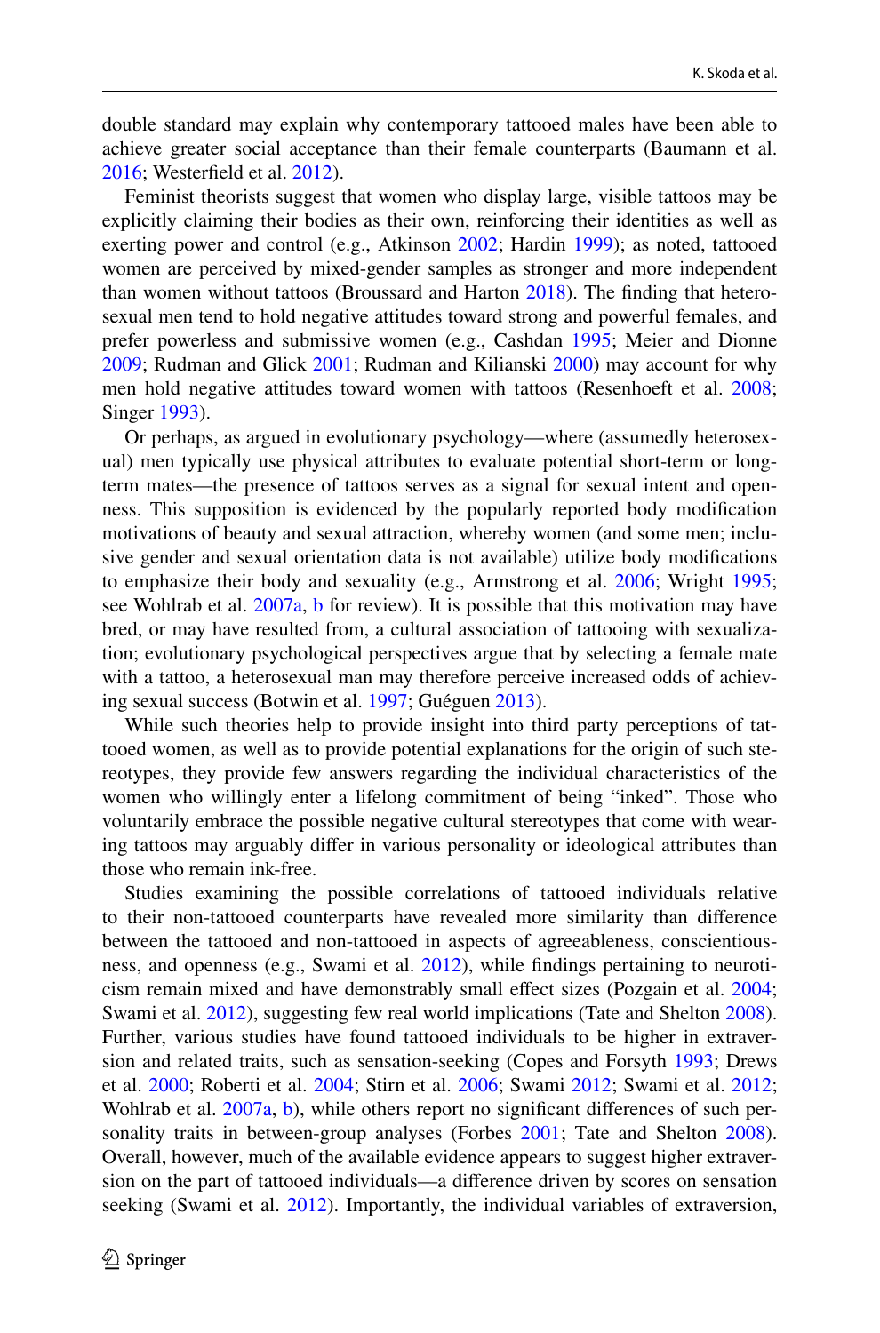double standard may explain why contemporary tattooed males have been able to achieve greater social acceptance than their female counterparts (Baumann et al. 2016; Westerfield et al. 2012).

Feminist theorists suggest that women who display large, visible tattoos may be explicitly claiming their bodies as their own, reinforcing their identities as well as exerting power and control (e.g., Atkinson 2002; Hardin 1999); as noted, tattooed women are perceived by mixed-gender samples as stronger and more independent than women without tattoos (Broussard and Harton 2018). The finding that heterosexual men tend to hold negative attitudes toward strong and powerful females, and prefer powerless and submissive women (e.g., Cashdan 1995; Meier and Dionne 2009; Rudman and Glick 2001; Rudman and Kilianski 2000) may account for why men hold negative attitudes toward women with tattoos (Resenhoeft et al. 2008; Singer 1993).

Or perhaps, as argued in evolutionary psychology—where (assumedly heterosexual) men typically use physical attributes to evaluate potential short-term or long-term mates—the presence of tattoos serves as a signal for sexual intent and openness. This supposition is evidenced by the popularly reported body modification motivations of beauty and sexual attraction, whereby women (and some men; inclusive gender and sexual orientation data is not available) utilize body modifications to emphasize their body and sexuality (e.g., Armstrong et al. 2006; Wright 1995; see Wohlrab et al. 2007a, b for review). It is possible that this motivation may have bred, or may have resulted from, a cultural association of tattooing with sexualization; evolutionary psychological perspectives argue that by selecting a female mate with a tattoo, a heterosexual man may therefore perceive increased odds of achieving sexual success (Botwin et al. 1997; Guéguen 2013).

While such theories help to provide insight into third party perceptions of tattooed women, as well as to provide potential explanations for the origin of such stereotypes, they provide few answers regarding the individual characteristics of the women who willingly enter a lifelong commitment of being "inked". Those who voluntarily embrace the possible negative cultural stereotypes that come with wearing tattoos may arguably differ in various personality or ideological attributes than those who remain ink-free.

Studies examining the possible correlations of tattooed individuals relative to their non-tattooed counterparts have revealed more similarity than difference between the tattooed and non-tattooed in aspects of agreeableness, conscientiousness, and openness (e.g., Swami et al. 2012), while findings pertaining to neuroticism remain mixed and have demonstrably small effect sizes (Pozgain et al. 2004; Swami et al. 2012), suggesting few real world implications (Tate and Shelton 2008). Further, various studies have found tattooed individuals to be higher in extraversion and related traits, such as sensation-seeking (Copes and Forsyth 1993; Drews et al. 2000; Roberti et al. 2004; Stirn et al. 2006; Swami 2012; Swami et al. 2012; Wohlrab et al. 2007a, b), while others report no significant differences of such personality traits in between-group analyses (Forbes 2001; Tate and Shelton 2008). Overall, however, much of the available evidence appears to suggest higher extraversion on the part of tattooed individuals—a difference driven by scores on sensation seeking (Swami et al. 2012). Importantly, the individual variables of extraversion,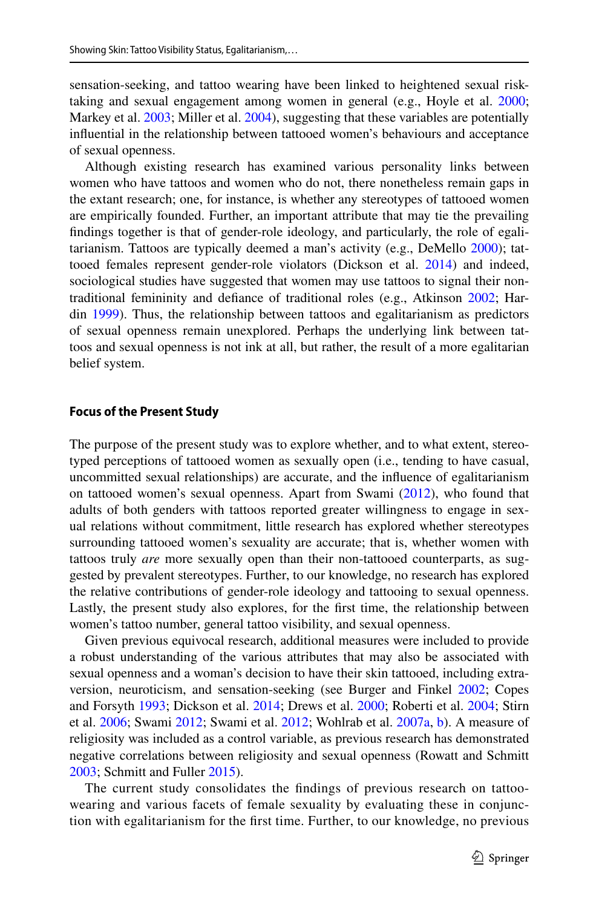sensation-seeking, and tattoo wearing have been linked to heightened sexual risk-taking and sexual engagement among women in general (e.g., Hoyle et al. 2000; Markey et al. 2003; Miller et al. 2004), suggesting that these variables are potentially influential in the relationship between tattooed women's behaviours and acceptance of sexual openness.

Although existing research has examined various personality links between women who have tattoos and women who do not, there nonetheless remain gaps in the extant research; one, for instance, is whether any stereotypes of tattooed women are empirically founded. Further, an important attribute that may tie the prevailing findings together is that of gender-role ideology, and particularly, the role of egalitarianism. Tattoos are typically deemed a man's activity (e.g., DeMello 2000); tattooed females represent gender-role violators (Dickson et al. 2014) and indeed, sociological studies have suggested that women may use tattoos to signal their non-traditional femininity and defiance of traditional roles (e.g., Atkinson 2002; Hardin 1999). Thus, the relationship between tattoos and egalitarianism as predictors of sexual openness remain unexplored. Perhaps the underlying link between tattoos and sexual openness is not ink at all, but rather, the result of a more egalitarian belief system.

### Focus of the Present Study

The purpose of the present study was to explore whether, and to what extent, stereotyped perceptions of tattooed women as sexually open (i.e., tending to have casual, uncommitted sexual relationships) are accurate, and the influence of egalitarianism on tattooed women's sexual openness. Apart from Swami (2012), who found that adults of both genders with tattoos reported greater willingness to engage in sexual relations without commitment, little research has explored whether stereotypes surrounding tattooed women's sexuality are accurate; that is, whether women with tattoos truly *are* more sexually open than their non-tattooed counterparts, as suggested by prevalent stereotypes. Further, to our knowledge, no research has explored the relative contributions of gender-role ideology and tattooing to sexual openness. Lastly, the present study also explores, for the first time, the relationship between women's tattoo number, general tattoo visibility, and sexual openness.

Given previous equivocal research, additional measures were included to provide a robust understanding of the various attributes that may also be associated with sexual openness and a woman's decision to have their skin tattooed, including extraversion, neuroticism, and sensation-seeking (see Burger and Finkel 2002; Copes and Forsyth 1993; Dickson et al. 2014; Drews et al. 2000; Roberti et al. 2004; Stirn et al. 2006; Swami 2012; Swami et al. 2012; Wohlrab et al. 2007a, b). A measure of religiosity was included as a control variable, as previous research has demonstrated negative correlations between religiosity and sexual openness (Rowatt and Schmitt 2003; Schmitt and Fuller 2015).

The current study consolidates the findings of previous research on tattoo-wearing and various facets of female sexuality by evaluating these in conjunction with egalitarianism for the first time. Further, to our knowledge, no previous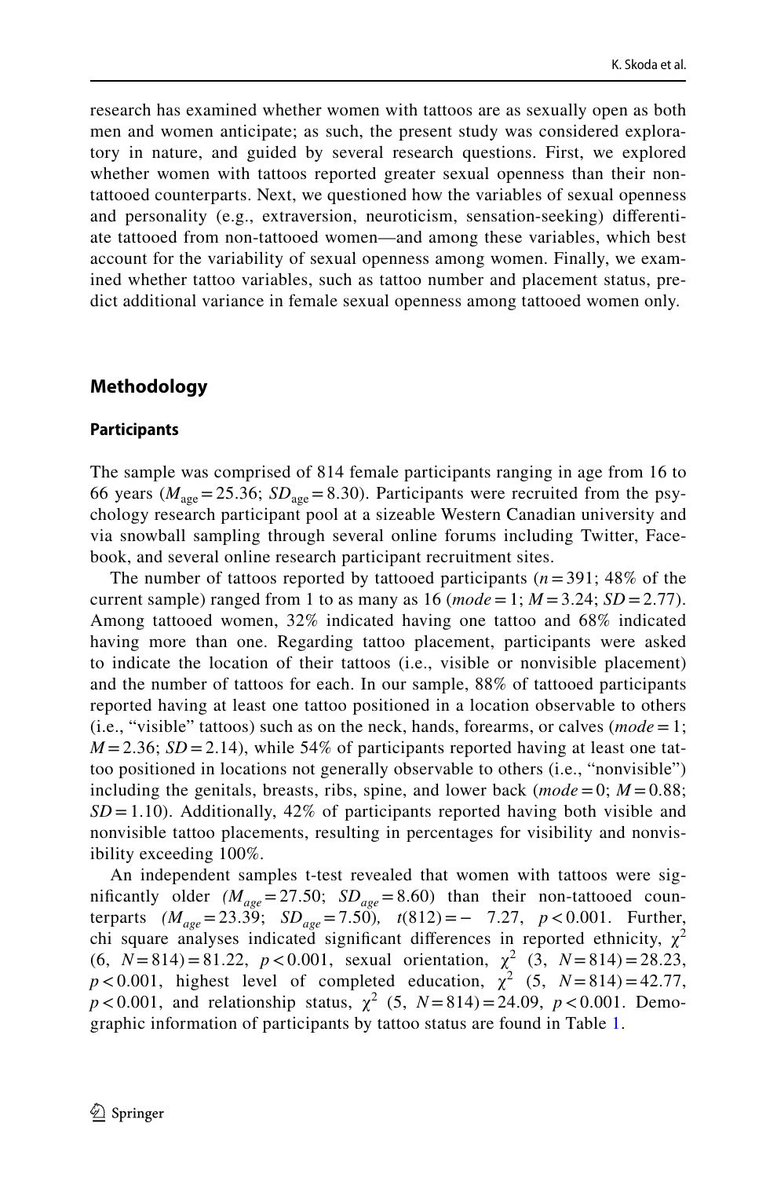research has examined whether women with tattoos are as sexually open as both men and women anticipate; as such, the present study was considered exploratory in nature, and guided by several research questions. First, we explored whether women with tattoos reported greater sexual openness than their non-tattooed counterparts. Next, we questioned how the variables of sexual openness and personality (e.g., extraversion, neuroticism, sensation-seeking) differentiate tattooed from non-tattooed women—and among these variables, which best account for the variability of sexual openness among women. Finally, we examined whether tattoo variables, such as tattoo number and placement status, predict additional variance in female sexual openness among tattooed women only.

## Methodology

### Participants

The sample was comprised of 814 female participants ranging in age from 16 to 66 years ($M_{\text{age}} = 25.36$; $SD_{\text{age}} = 8.30$). Participants were recruited from the psychology research participant pool at a sizeable Western Canadian university and via snowball sampling through several online forums including Twitter, Facebook, and several online research participant recruitment sites.

The number of tattoos reported by tattooed participants ($n = 391$; 48% of the current sample) ranged from 1 to as many as 16 (*mode* = 1; $M = 3.24$; $SD = 2.77$). Among tattooed women, 32% indicated having one tattoo and 68% indicated having more than one. Regarding tattoo placement, participants were asked to indicate the location of their tattoos (i.e., visible or nonvisible placement) and the number of tattoos for each. In our sample, 88% of tattooed participants reported having at least one tattoo positioned in a location observable to others (i.e., "visible" tattoos) such as on the neck, hands, forearms, or calves (*mode* = 1; $M = 2.36$; $SD = 2.14$), while 54% of participants reported having at least one tattoo positioned in locations not generally observable to others (i.e., "nonvisible") including the genitals, breasts, ribs, spine, and lower back (*mode* = 0; $M = 0.88$; $SD = 1.10$). Additionally, 42% of participants reported having both visible and nonvisible tattoo placements, resulting in percentages for visibility and nonvisibility exceeding 100%.

An independent samples t-test revealed that women with tattoos were significantly older ($M_{age} = 27.50$; $SD_{age} = 8.60$) than their non-tattooed counterparts ($M_{age} = 23.39$; $SD_{age} = 7.50$), $t(812) = -7.27$, $p < 0.001$. Further, chi square analyses indicated significant differences in reported ethnicity, $\chi^2$ $(6, N = 814) = 81.22$, $p < 0.001$, sexual orientation, $\chi^2$ $(3, N = 814) = 28.23$, $p < 0.001$, highest level of completed education, $\chi^2$ $(5, N = 814) = 42.77$, $p < 0.001$, and relationship status, $\chi^2$ $(5, N = 814) = 24.09$, $p < 0.001$. Demographic information of participants by tattoo status are found in Table 1.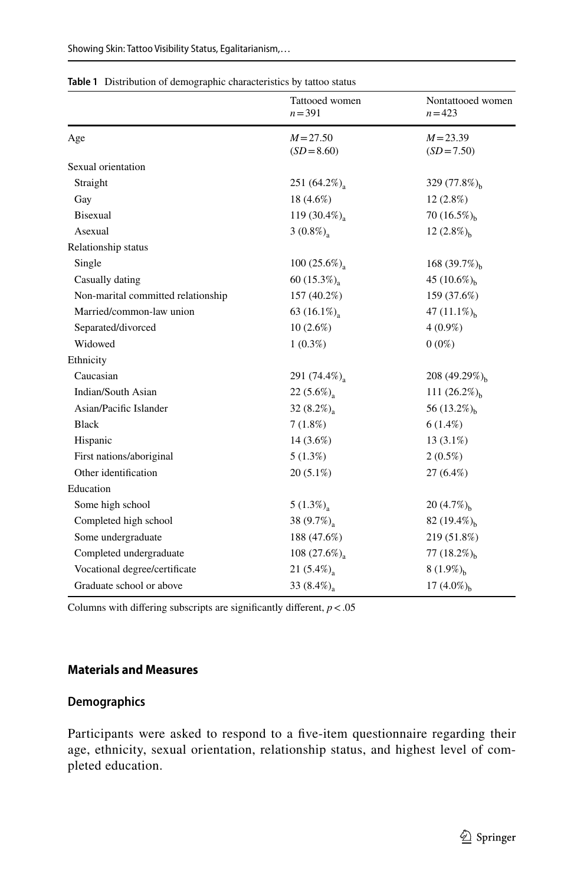**Table 1** Distribution of demographic characteristics by tattoo status

| | Tattooed women $n = 391$ | Nontattooed women $n = 423$ |
|---|---|---|
| Age | $M = 27.50$ ($SD = 8.60$) | $M = 23.39$ ($SD = 7.50$) |
| Sexual orientation | | |
| Straight | 251 (64.2%)$_a$ | 329 (77.8%)$_b$ |
| Gay | 18 (4.6%) | 12 (2.8%) |
| Bisexual | 119 (30.4%)$_a$ | 70 (16.5%)$_b$ |
| Asexual | 3 (0.8%)$_a$ | 12 (2.8%)$_b$ |
| Relationship status | | |
| Single | 100 (25.6%)$_a$ | 168 (39.7%)$_b$ |
| Casually dating | 60 (15.3%)$_a$ | 45 (10.6%)$_b$ |
| Non-marital committed relationship | 157 (40.2%) | 159 (37.6%) |
| Married/common-law union | 63 (16.1%)$_a$ | 47 (11.1%)$_b$ |
| Separated/divorced | 10 (2.6%) | 4 (0.9%) |
| Widowed | 1 (0.3%) | 0 (0%) |
| Ethnicity | | |
| Caucasian | 291 (74.4%)$_a$ | 208 (49.29%)$_b$ |
| Indian/South Asian | 22 (5.6%)$_a$ | 111 (26.2%)$_b$ |
| Asian/Pacific Islander | 32 (8.2%)$_a$ | 56 (13.2%)$_b$ |
| Black | 7 (1.8%) | 6 (1.4%) |
| Hispanic | 14 (3.6%) | 13 (3.1%) |
| First nations/aboriginal | 5 (1.3%) | 2 (0.5%) |
| Other identification | 20 (5.1%) | 27 (6.4%) |
| Education | | |
| Some high school | 5 (1.3%)$_a$ | 20 (4.7%)$_b$ |
| Completed high school | 38 (9.7%)$_a$ | 82 (19.4%)$_b$ |
| Some undergraduate | 188 (47.6%) | 219 (51.8%) |
| Completed undergraduate | 108 (27.6%)$_a$ | 77 (18.2%)$_b$ |
| Vocational degree/certificate | 21 (5.4%)$_a$ | 8 (1.9%)$_b$ |
| Graduate school or above | 33 (8.4%)$_a$ | 17 (4.0%)$_b$ |

Columns with differing subscripts are significantly different, $p < .05$

## Materials and Measures

### Demographics

Participants were asked to respond to a five-item questionnaire regarding their age, ethnicity, sexual orientation, relationship status, and highest level of completed education.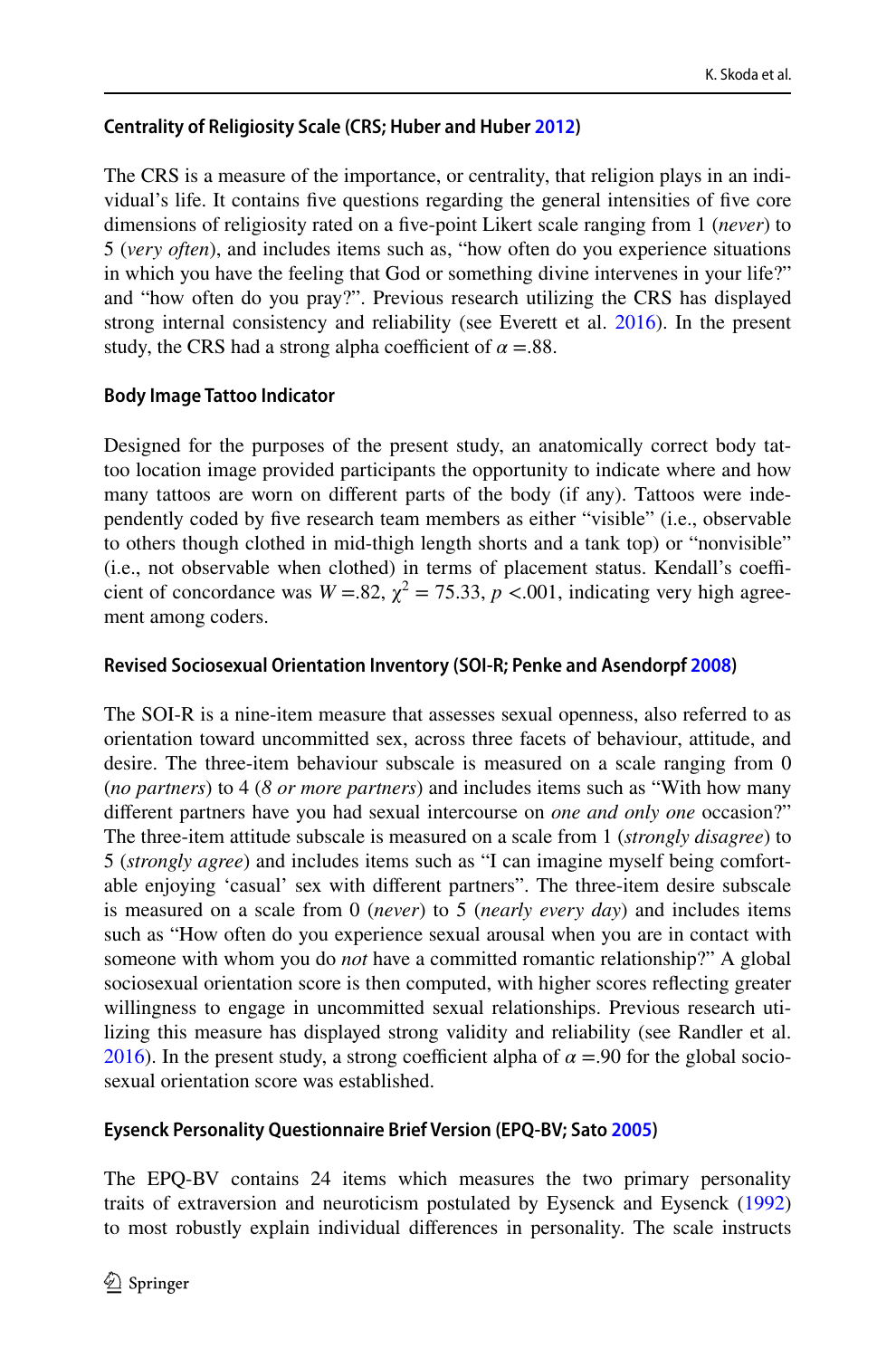### Centrality of Religiosity Scale (CRS; Huber and Huber 2012)

The CRS is a measure of the importance, or centrality, that religion plays in an individual's life. It contains five questions regarding the general intensities of five core dimensions of religiosity rated on a five-point Likert scale ranging from 1 (*never*) to 5 (*very often*), and includes items such as, "how often do you experience situations in which you have the feeling that God or something divine intervenes in your life?" and "how often do you pray?". Previous research utilizing the CRS has displayed strong internal consistency and reliability (see Everett et al. 2016). In the present study, the CRS had a strong alpha coefficient of $\alpha$ =.88.

### Body Image Tattoo Indicator

Designed for the purposes of the present study, an anatomically correct body tattoo location image provided participants the opportunity to indicate where and how many tattoos are worn on different parts of the body (if any). Tattoos were independently coded by five research team members as either "visible" (i.e., observable to others though clothed in mid-thigh length shorts and a tank top) or "nonvisible" (i.e., not observable when clothed) in terms of placement status. Kendall's coefficient of concordance was $W$ =.82, $\chi^2$ = 75.33, $p$ <.001, indicating very high agreement among coders.

### Revised Sociosexual Orientation Inventory (SOI-R; Penke and Asendorpf 2008)

The SOI-R is a nine-item measure that assesses sexual openness, also referred to as orientation toward uncommitted sex, across three facets of behaviour, attitude, and desire. The three-item behaviour subscale is measured on a scale ranging from 0 (*no partners*) to 4 (*8 or more partners*) and includes items such as "With how many different partners have you had sexual intercourse on *one and only one* occasion?" The three-item attitude subscale is measured on a scale from 1 (*strongly disagree*) to 5 (*strongly agree*) and includes items such as "I can imagine myself being comfortable enjoying 'casual' sex with different partners". The three-item desire subscale is measured on a scale from 0 (*never*) to 5 (*nearly every day*) and includes items such as "How often do you experience sexual arousal when you are in contact with someone with whom you do *not* have a committed romantic relationship?" A global sociosexual orientation score is then computed, with higher scores reflecting greater willingness to engage in uncommitted sexual relationships. Previous research utilizing this measure has displayed strong validity and reliability (see Randler et al. 2016). In the present study, a strong coefficient alpha of $\alpha$ =.90 for the global sociosexual orientation score was established.

### Eysenck Personality Questionnaire Brief Version (EPQ-BV; Sato 2005)

The EPQ-BV contains 24 items which measures the two primary personality traits of extraversion and neuroticism postulated by Eysenck and Eysenck (1992) to most robustly explain individual differences in personality. The scale instructs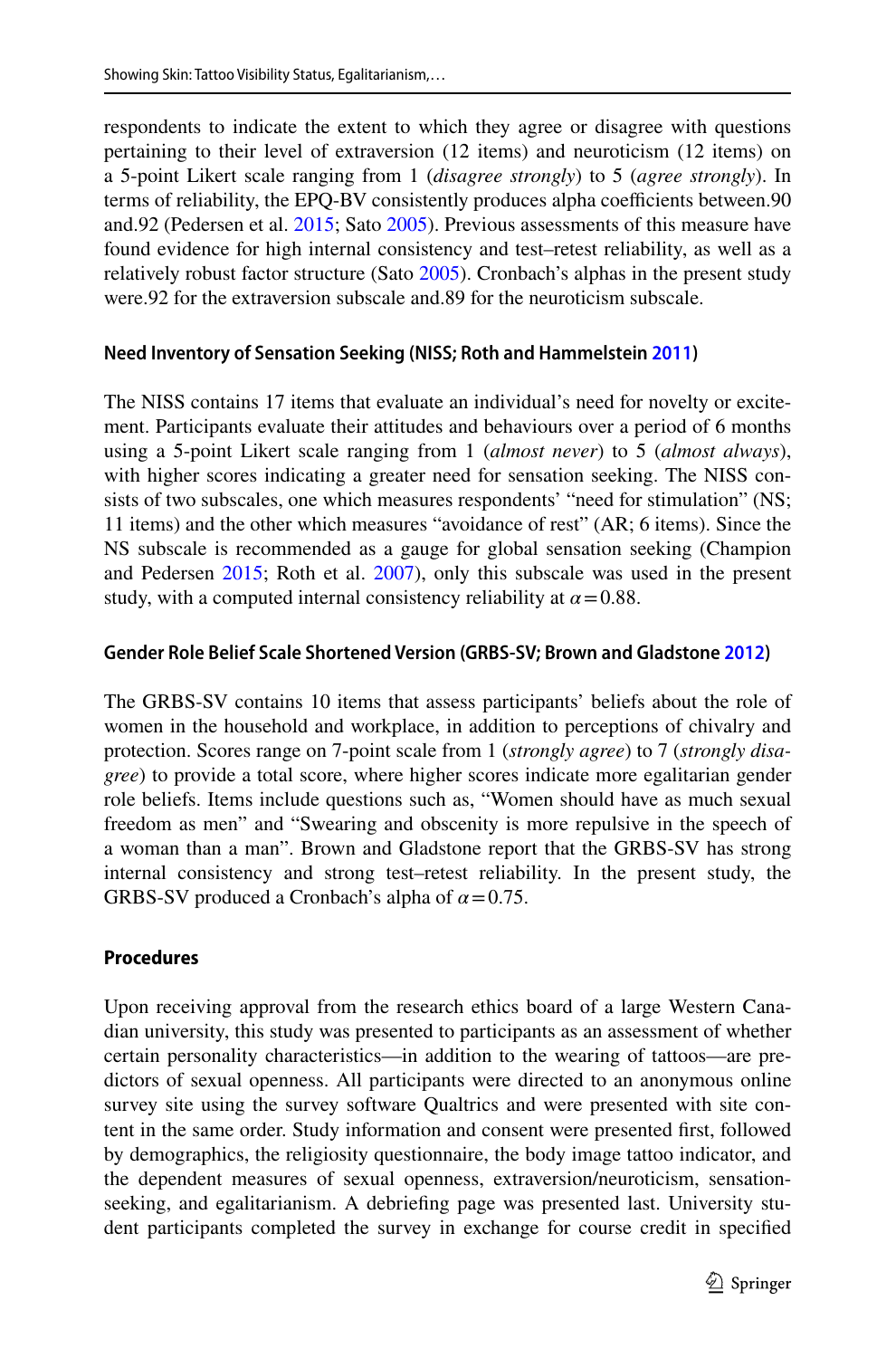respondents to indicate the extent to which they agree or disagree with questions pertaining to their level of extraversion (12 items) and neuroticism (12 items) on a 5-point Likert scale ranging from 1 (*disagree strongly*) to 5 (*agree strongly*). In terms of reliability, the EPQ-BV consistently produces alpha coefficients between.90 and.92 (Pedersen et al. 2015; Sato 2005). Previous assessments of this measure have found evidence for high internal consistency and test–retest reliability, as well as a relatively robust factor structure (Sato 2005). Cronbach's alphas in the present study were.92 for the extraversion subscale and.89 for the neuroticism subscale.

#### Need Inventory of Sensation Seeking (NISS; Roth and Hammelstein 2011)

The NISS contains 17 items that evaluate an individual's need for novelty or excitement. Participants evaluate their attitudes and behaviours over a period of 6 months using a 5-point Likert scale ranging from 1 (*almost never*) to 5 (*almost always*), with higher scores indicating a greater need for sensation seeking. The NISS consists of two subscales, one which measures respondents' "need for stimulation" (NS; 11 items) and the other which measures "avoidance of rest" (AR; 6 items). Since the NS subscale is recommended as a gauge for global sensation seeking (Champion and Pedersen 2015; Roth et al. 2007), only this subscale was used in the present study, with a computed internal consistency reliability at $\alpha = 0.88$.

#### Gender Role Belief Scale Shortened Version (GRBS-SV; Brown and Gladstone 2012)

The GRBS-SV contains 10 items that assess participants' beliefs about the role of women in the household and workplace, in addition to perceptions of chivalry and protection. Scores range on 7-point scale from 1 (*strongly agree*) to 7 (*strongly disagree*) to provide a total score, where higher scores indicate more egalitarian gender role beliefs. Items include questions such as, "Women should have as much sexual freedom as men" and "Swearing and obscenity is more repulsive in the speech of a woman than a man". Brown and Gladstone report that the GRBS-SV has strong internal consistency and strong test–retest reliability. In the present study, the GRBS-SV produced a Cronbach's alpha of $\alpha = 0.75$.

### Procedures

Upon receiving approval from the research ethics board of a large Western Canadian university, this study was presented to participants as an assessment of whether certain personality characteristics—in addition to the wearing of tattoos—are predictors of sexual openness. All participants were directed to an anonymous online survey site using the survey software Qualtrics and were presented with site content in the same order. Study information and consent were presented first, followed by demographics, the religiosity questionnaire, the body image tattoo indicator, and the dependent measures of sexual openness, extraversion/neuroticism, sensation-seeking, and egalitarianism. A debriefing page was presented last. University student participants completed the survey in exchange for course credit in specified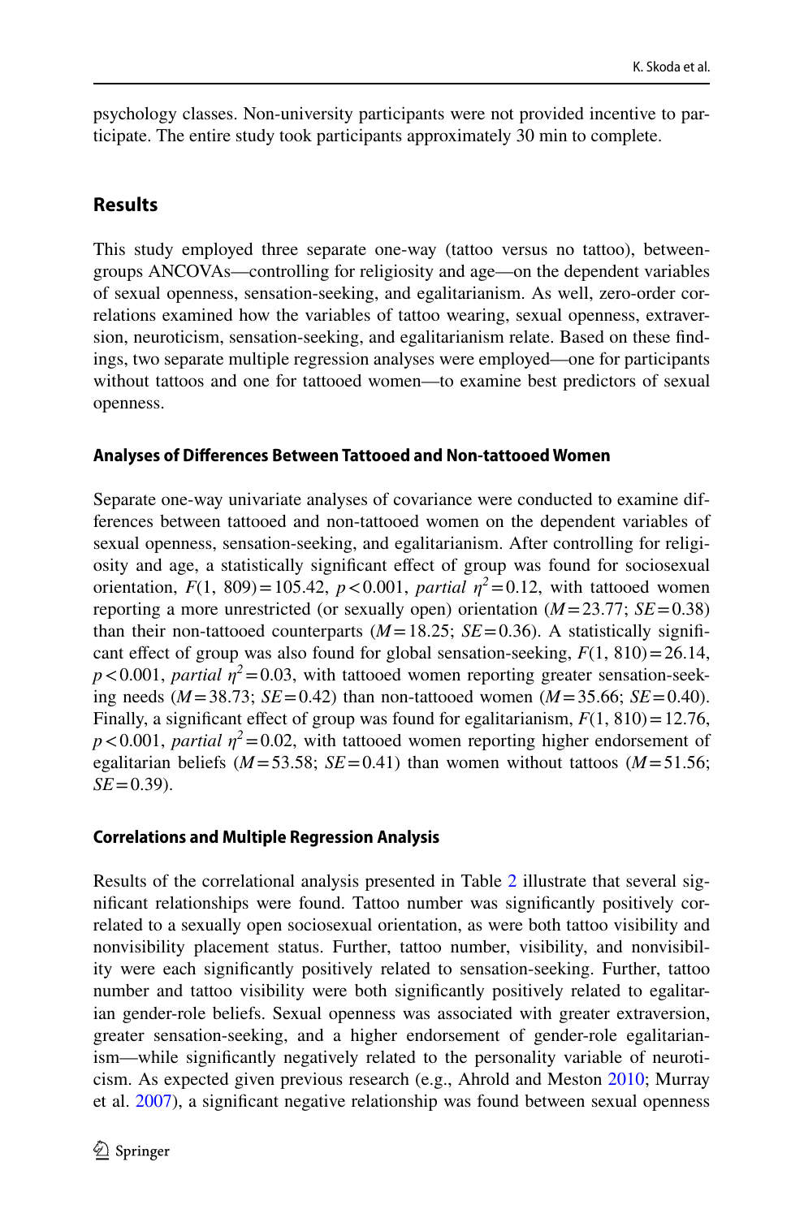psychology classes. Non-university participants were not provided incentive to participate. The entire study took participants approximately 30 min to complete.

## Results

This study employed three separate one-way (tattoo versus no tattoo), between-groups ANCOVAs—controlling for religiosity and age—on the dependent variables of sexual openness, sensation-seeking, and egalitarianism. As well, zero-order correlations examined how the variables of tattoo wearing, sexual openness, extraversion, neuroticism, sensation-seeking, and egalitarianism relate. Based on these findings, two separate multiple regression analyses were employed—one for participants without tattoos and one for tattooed women—to examine best predictors of sexual openness.

### Analyses of Differences Between Tattooed and Non-tattooed Women

Separate one-way univariate analyses of covariance were conducted to examine differences between tattooed and non-tattooed women on the dependent variables of sexual openness, sensation-seeking, and egalitarianism. After controlling for religiosity and age, a statistically significant effect of group was found for sociosexual orientation, $F(1, 809) = 105.42$, $p < 0.001$, *partial* $\eta^2 = 0.12$, with tattooed women reporting a more unrestricted (or sexually open) orientation ($M = 23.77$; $SE = 0.38$) than their non-tattooed counterparts ($M = 18.25$; $SE = 0.36$). A statistically significant effect of group was also found for global sensation-seeking, $F(1, 810) = 26.14$, $p < 0.001$, *partial* $\eta^2 = 0.03$, with tattooed women reporting greater sensation-seeking needs ($M = 38.73$; $SE = 0.42$) than non-tattooed women ($M = 35.66$; $SE = 0.40$). Finally, a significant effect of group was found for egalitarianism, $F(1, 810) = 12.76$, $p < 0.001$, *partial* $\eta^2 = 0.02$, with tattooed women reporting higher endorsement of egalitarian beliefs ($M = 53.58$; $SE = 0.41$) than women without tattoos ($M = 51.56$; $SE = 0.39$).

### Correlations and Multiple Regression Analysis

Results of the correlational analysis presented in Table 2 illustrate that several significant relationships were found. Tattoo number was significantly positively correlated to a sexually open sociosexual orientation, as were both tattoo visibility and nonvisibility placement status. Further, tattoo number, visibility, and nonvisibility were each significantly positively related to sensation-seeking. Further, tattoo number and tattoo visibility were both significantly positively related to egalitarian gender-role beliefs. Sexual openness was associated with greater extraversion, greater sensation-seeking, and a higher endorsement of gender-role egalitarianism—while significantly negatively related to the personality variable of neuroticism. As expected given previous research (e.g., Ahrold and Meston 2010; Murray et al. 2007), a significant negative relationship was found between sexual openness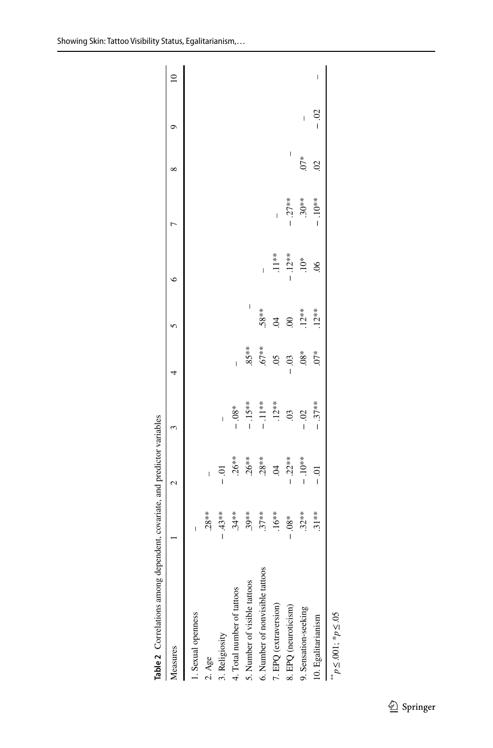**Table 2** Correlations among dependent, covariate, and predictor variables

| Measures | 1 | 2 | 3 | 4 | 5 | 6 | 7 | 8 | 9 | 10 |
|---|---|---|---|---|---|---|---|---|---|---|
| 1. Sexual openness | – | | | | | | | | | |
| 2. Age | .28** | – | | | | | | | | |
| 3. Religiosity | − .43** | − .01 | – | | | | | | | |
| 4. Total number of tattoos | .34** | .26** | − .08* | – | | | | | | |
| 5. Number of visible tattoos | .39** | .26** | − .15** | .85** | – | | | | | |
| 6. Number of nonvisible tattoos | .37** | .28** | − .11** | .67** | .58** | – | | | | |
| 7. EPQ (extraversion) | .16** | .04 | .12** | .05 | .04 | .11** | – | | | |
| 8. EPQ (neuroticism) | − .08* | − .22** | .03 | − .03 | .00 | − .12** | − .27** | – | | |
| 9. Sensation-seeking | .32** | − .10** | − .02 | .08* | .12** | .10* | .30** | .07* | – | |
| 10. Egalitarianism | .31** | − .01 | − .37** | .07* | .12** | .06 | − .10** | .02 | − .02 | – |

$^{**}p \leq .001$; $^{*}p \leq .05$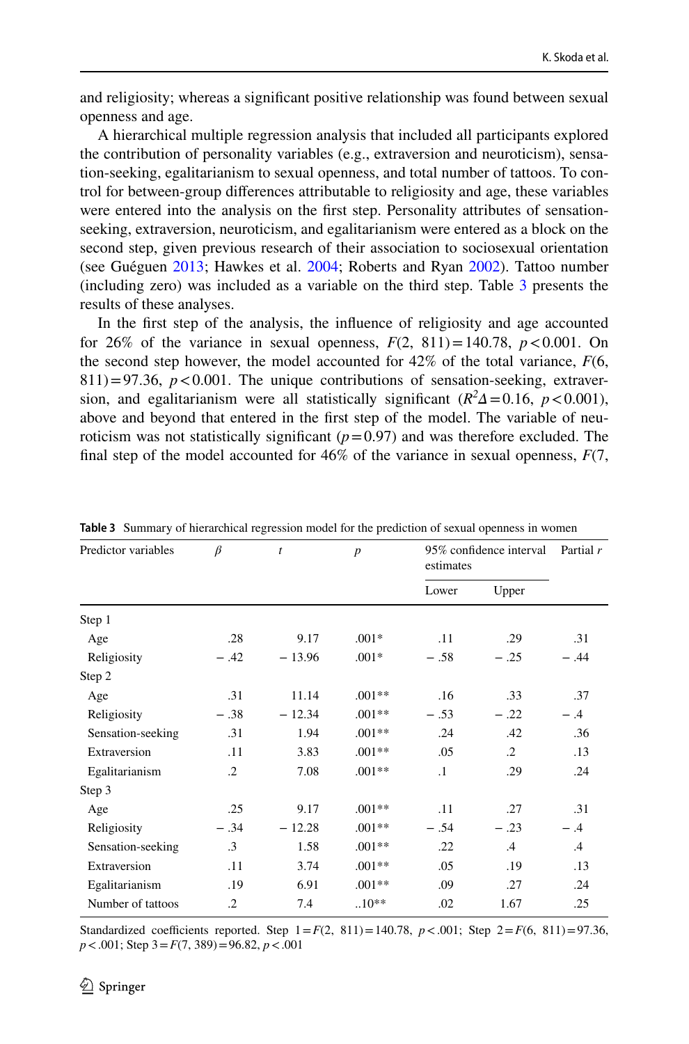and religiosity; whereas a significant positive relationship was found between sexual openness and age.

A hierarchical multiple regression analysis that included all participants explored the contribution of personality variables (e.g., extraversion and neuroticism), sensation-seeking, egalitarianism to sexual openness, and total number of tattoos. To control for between-group differences attributable to religiosity and age, these variables were entered into the analysis on the first step. Personality attributes of sensation-seeking, extraversion, neuroticism, and egalitarianism were entered as a block on the second step, given previous research of their association to sociosexual orientation (see Guéguen 2013; Hawkes et al. 2004; Roberts and Ryan 2002). Tattoo number (including zero) was included as a variable on the third step. Table 3 presents the results of these analyses.

In the first step of the analysis, the influence of religiosity and age accounted for 26% of the variance in sexual openness, $F(2,\ 811) = 140.78$, $p < 0.001$. On the second step however, the model accounted for 42% of the total variance, $F(6,\ 811) = 97.36$, $p < 0.001$. The unique contributions of sensation-seeking, extraversion, and egalitarianism were all statistically significant ($R^2\Delta = 0.16$, $p < 0.001$), above and beyond that entered in the first step of the model. The variable of neuroticism was not statistically significant ($p = 0.97$) and was therefore excluded. The final step of the model accounted for 46% of the variance in sexual openness, $F$(7,

**Table 3** Summary of hierarchical regression model for the prediction of sexual openness in women

| Predictor variables | $\beta$ | $t$ | $p$ | 95% confidence interval estimates | | Partial $r$ |
|---|---|---|---|---|---|---|
| | | | | Lower | Upper | |
| Step 1 | | | | | | |
| Age | .28 | 9.17 | .001* | .11 | .29 | .31 |
| Religiosity | − .42 | − 13.96 | .001* | − .58 | − .25 | − .44 |
| Step 2 | | | | | | |
| Age | .31 | 11.14 | .001** | .16 | .33 | .37 |
| Religiosity | − .38 | − 12.34 | .001** | − .53 | − .22 | − .4 |
| Sensation-seeking | .31 | 1.94 | .001** | .24 | .42 | .36 |
| Extraversion | .11 | 3.83 | .001** | .05 | .2 | .13 |
| Egalitarianism | .2 | 7.08 | .001** | .1 | .29 | .24 |
| Step 3 | | | | | | |
| Age | .25 | 9.17 | .001** | .11 | .27 | .31 |
| Religiosity | − .34 | − 12.28 | .001** | − .54 | − .23 | − .4 |
| Sensation-seeking | .3 | 1.58 | .001** | .22 | .4 | .4 |
| Extraversion | .11 | 3.74 | .001** | .05 | .19 | .13 |
| Egalitarianism | .19 | 6.91 | .001** | .09 | .27 | .24 |
| Number of tattoos | .2 | 7.4 | ..10** | .02 | 1.67 | .25 |

Standardized coefficients reported. Step 1 = $F(2,\ 811) = 140.78$, $p < .001$; Step 2 = $F(6,\ 811) = 97.36$, $p < .001$; Step 3 = $F(7,\ 389) = 96.82$, $p < .001$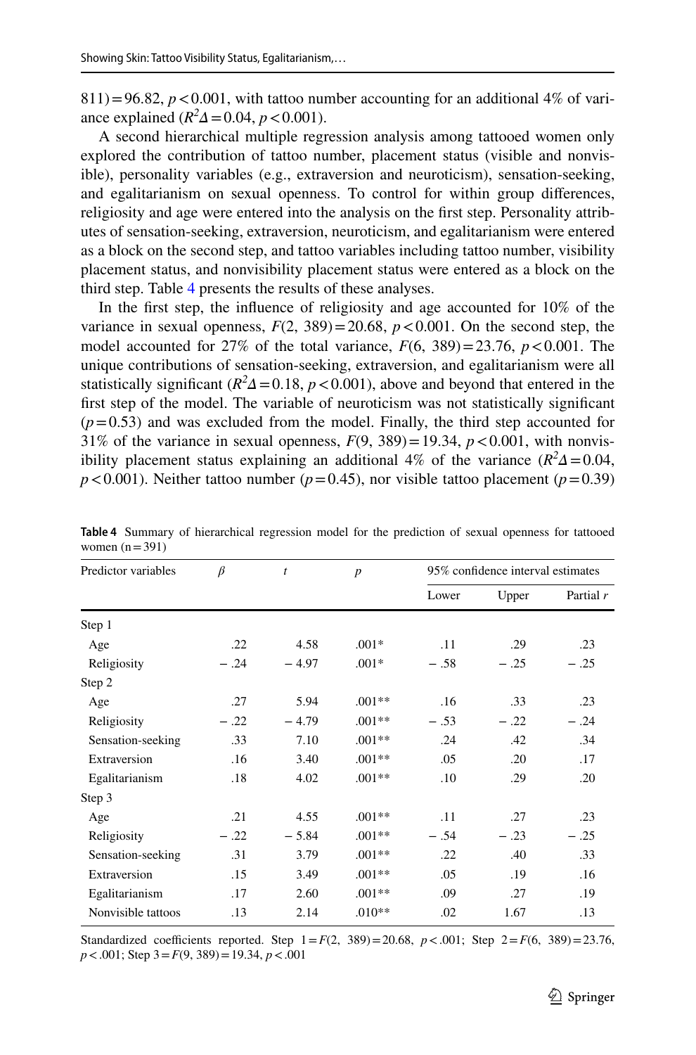811) = 96.82, $p < 0.001$, with tattoo number accounting for an additional 4% of variance explained ($R^2\Delta = 0.04$, $p < 0.001$).

A second hierarchical multiple regression analysis among tattooed women only explored the contribution of tattoo number, placement status (visible and nonvisible), personality variables (e.g., extraversion and neuroticism), sensation-seeking, and egalitarianism on sexual openness. To control for within group differences, religiosity and age were entered into the analysis on the first step. Personality attributes of sensation-seeking, extraversion, neuroticism, and egalitarianism were entered as a block on the second step, and tattoo variables including tattoo number, visibility placement status, and nonvisibility placement status were entered as a block on the third step. Table 4 presents the results of these analyses.

In the first step, the influence of religiosity and age accounted for 10% of the variance in sexual openness, $F(2, 389) = 20.68$, $p < 0.001$. On the second step, the model accounted for 27% of the total variance, $F(6, 389) = 23.76$, $p < 0.001$. The unique contributions of sensation-seeking, extraversion, and egalitarianism were all statistically significant ($R^2\Delta = 0.18$, $p < 0.001$), above and beyond that entered in the first step of the model. The variable of neuroticism was not statistically significant ($p = 0.53$) and was excluded from the model. Finally, the third step accounted for 31% of the variance in sexual openness, $F(9, 389) = 19.34$, $p < 0.001$, with nonvisibility placement status explaining an additional 4% of the variance ($R^2\Delta = 0.04$, $p < 0.001$). Neither tattoo number ($p = 0.45$), nor visible tattoo placement ($p = 0.39$)

**Table 4** Summary of hierarchical regression model for the prediction of sexual openness for tattooed women (n = 391)

| Predictor variables | β | t | p | 95% confidence interval estimates | | |
|---|---|---|---|---|---|---|
| | | | | Lower | Upper | Partial r |
| Step 1 | | | | | | |
| Age | .22 | 4.58 | .001* | .11 | .29 | .23 |
| Religiosity | − .24 | − 4.97 | .001* | − .58 | − .25 | − .25 |
| Step 2 | | | | | | |
| Age | .27 | 5.94 | .001** | .16 | .33 | .23 |
| Religiosity | − .22 | − 4.79 | .001** | − .53 | − .22 | − .24 |
| Sensation-seeking | .33 | 7.10 | .001** | .24 | .42 | .34 |
| Extraversion | .16 | 3.40 | .001** | .05 | .20 | .17 |
| Egalitarianism | .18 | 4.02 | .001** | .10 | .29 | .20 |
| Step 3 | | | | | | |
| Age | .21 | 4.55 | .001** | .11 | .27 | .23 |
| Religiosity | − .22 | − 5.84 | .001** | − .54 | − .23 | − .25 |
| Sensation-seeking | .31 | 3.79 | .001** | .22 | .40 | .33 |
| Extraversion | .15 | 3.49 | .001** | .05 | .19 | .16 |
| Egalitarianism | .17 | 2.60 | .001** | .09 | .27 | .19 |
| Nonvisible tattoos | .13 | 2.14 | .010** | .02 | 1.67 | .13 |

Standardized coefficients reported. Step 1 = $F(2, 389) = 20.68$, $p < .001$; Step 2 = $F(6, 389) = 23.76$, $p < .001$; Step 3 = $F(9, 389) = 19.34$, $p < .001$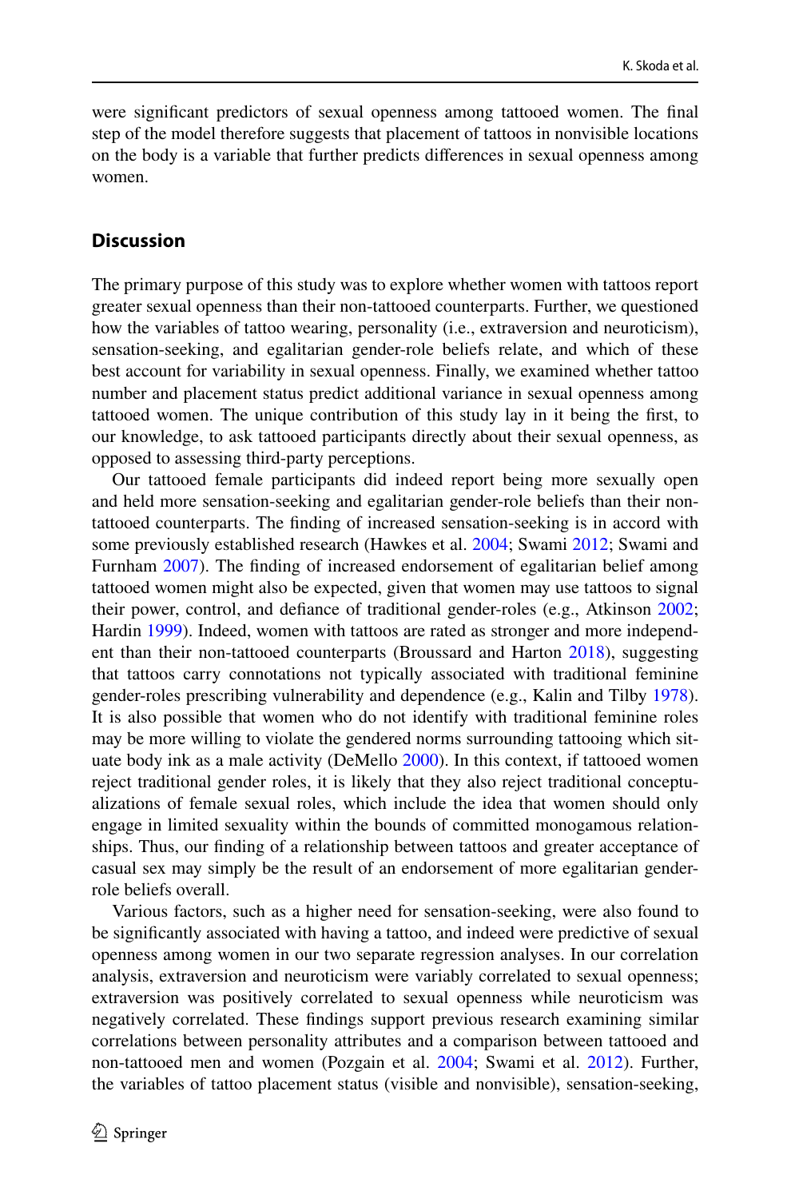were significant predictors of sexual openness among tattooed women. The final step of the model therefore suggests that placement of tattoos in nonvisible locations on the body is a variable that further predicts differences in sexual openness among women.

## Discussion

The primary purpose of this study was to explore whether women with tattoos report greater sexual openness than their non-tattooed counterparts. Further, we questioned how the variables of tattoo wearing, personality (i.e., extraversion and neuroticism), sensation-seeking, and egalitarian gender-role beliefs relate, and which of these best account for variability in sexual openness. Finally, we examined whether tattoo number and placement status predict additional variance in sexual openness among tattooed women. The unique contribution of this study lay in it being the first, to our knowledge, to ask tattooed participants directly about their sexual openness, as opposed to assessing third-party perceptions.

Our tattooed female participants did indeed report being more sexually open and held more sensation-seeking and egalitarian gender-role beliefs than their non-tattooed counterparts. The finding of increased sensation-seeking is in accord with some previously established research (Hawkes et al. 2004; Swami 2012; Swami and Furnham 2007). The finding of increased endorsement of egalitarian belief among tattooed women might also be expected, given that women may use tattoos to signal their power, control, and defiance of traditional gender-roles (e.g., Atkinson 2002; Hardin 1999). Indeed, women with tattoos are rated as stronger and more independent than their non-tattooed counterparts (Broussard and Harton 2018), suggesting that tattoos carry connotations not typically associated with traditional feminine gender-roles prescribing vulnerability and dependence (e.g., Kalin and Tilby 1978). It is also possible that women who do not identify with traditional feminine roles may be more willing to violate the gendered norms surrounding tattooing which situate body ink as a male activity (DeMello 2000). In this context, if tattooed women reject traditional gender roles, it is likely that they also reject traditional conceptualizations of female sexual roles, which include the idea that women should only engage in limited sexuality within the bounds of committed monogamous relationships. Thus, our finding of a relationship between tattoos and greater acceptance of casual sex may simply be the result of an endorsement of more egalitarian gender-role beliefs overall.

Various factors, such as a higher need for sensation-seeking, were also found to be significantly associated with having a tattoo, and indeed were predictive of sexual openness among women in our two separate regression analyses. In our correlation analysis, extraversion and neuroticism were variably correlated to sexual openness; extraversion was positively correlated to sexual openness while neuroticism was negatively correlated. These findings support previous research examining similar correlations between personality attributes and a comparison between tattooed and non-tattooed men and women (Pozgain et al. 2004; Swami et al. 2012). Further, the variables of tattoo placement status (visible and nonvisible), sensation-seeking,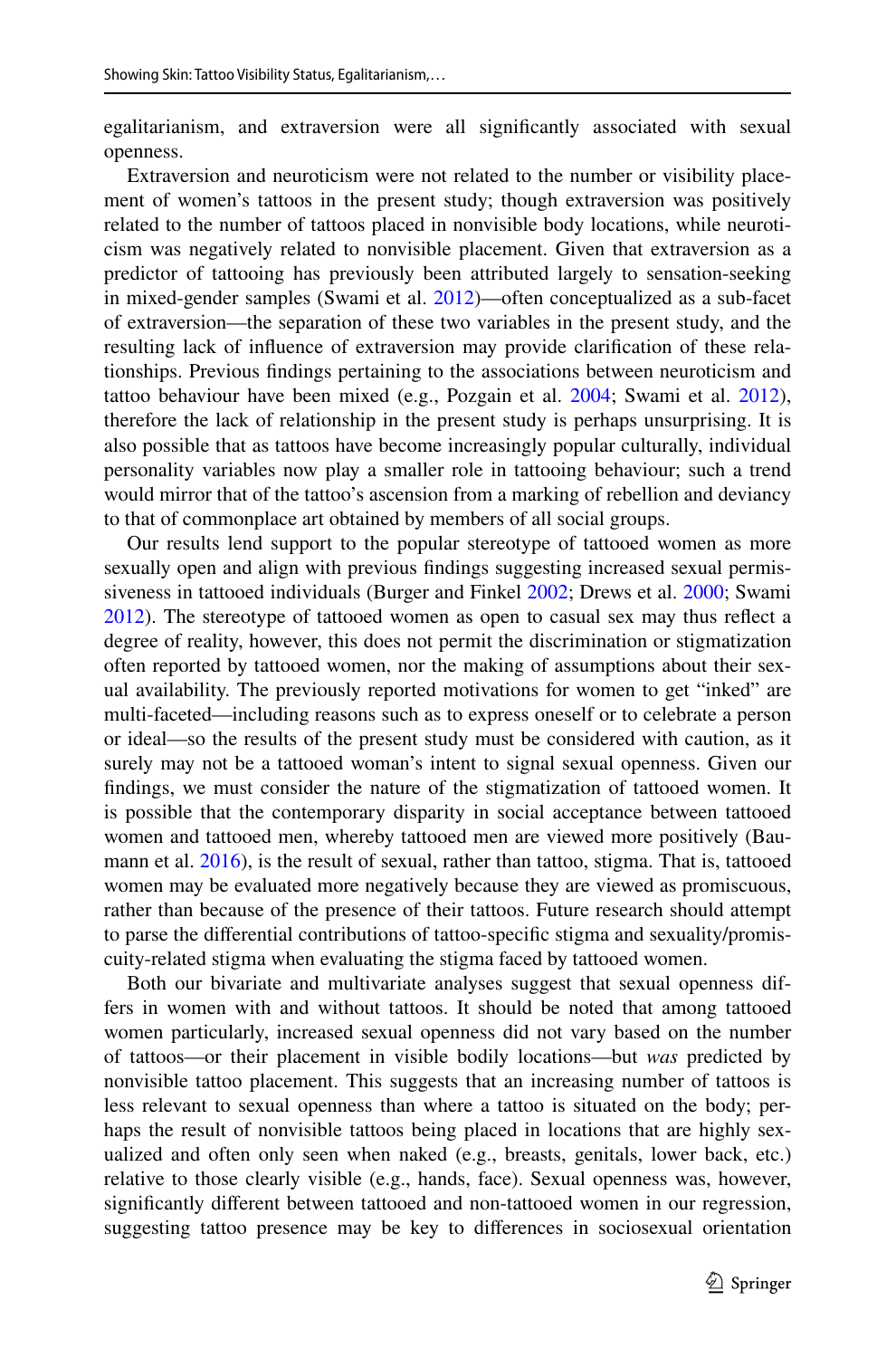egalitarianism, and extraversion were all significantly associated with sexual openness.

Extraversion and neuroticism were not related to the number or visibility placement of women's tattoos in the present study; though extraversion was positively related to the number of tattoos placed in nonvisible body locations, while neuroticism was negatively related to nonvisible placement. Given that extraversion as a predictor of tattooing has previously been attributed largely to sensation-seeking in mixed-gender samples (Swami et al. 2012)—often conceptualized as a sub-facet of extraversion—the separation of these two variables in the present study, and the resulting lack of influence of extraversion may provide clarification of these relationships. Previous findings pertaining to the associations between neuroticism and tattoo behaviour have been mixed (e.g., Pozgain et al. 2004; Swami et al. 2012), therefore the lack of relationship in the present study is perhaps unsurprising. It is also possible that as tattoos have become increasingly popular culturally, individual personality variables now play a smaller role in tattooing behaviour; such a trend would mirror that of the tattoo's ascension from a marking of rebellion and deviancy to that of commonplace art obtained by members of all social groups.

Our results lend support to the popular stereotype of tattooed women as more sexually open and align with previous findings suggesting increased sexual permissiveness in tattooed individuals (Burger and Finkel 2002; Drews et al. 2000; Swami 2012). The stereotype of tattooed women as open to casual sex may thus reflect a degree of reality, however, this does not permit the discrimination or stigmatization often reported by tattooed women, nor the making of assumptions about their sexual availability. The previously reported motivations for women to get "inked" are multi-faceted—including reasons such as to express oneself or to celebrate a person or ideal—so the results of the present study must be considered with caution, as it surely may not be a tattooed woman's intent to signal sexual openness. Given our findings, we must consider the nature of the stigmatization of tattooed women. It is possible that the contemporary disparity in social acceptance between tattooed women and tattooed men, whereby tattooed men are viewed more positively (Baumann et al. 2016), is the result of sexual, rather than tattoo, stigma. That is, tattooed women may be evaluated more negatively because they are viewed as promiscuous, rather than because of the presence of their tattoos. Future research should attempt to parse the differential contributions of tattoo-specific stigma and sexuality/promiscuity-related stigma when evaluating the stigma faced by tattooed women.

Both our bivariate and multivariate analyses suggest that sexual openness differs in women with and without tattoos. It should be noted that among tattooed women particularly, increased sexual openness did not vary based on the number of tattoos—or their placement in visible bodily locations—but *was* predicted by nonvisible tattoo placement. This suggests that an increasing number of tattoos is less relevant to sexual openness than where a tattoo is situated on the body; perhaps the result of nonvisible tattoos being placed in locations that are highly sexualized and often only seen when naked (e.g., breasts, genitals, lower back, etc.) relative to those clearly visible (e.g., hands, face). Sexual openness was, however, significantly different between tattooed and non-tattooed women in our regression, suggesting tattoo presence may be key to differences in sociosexual orientation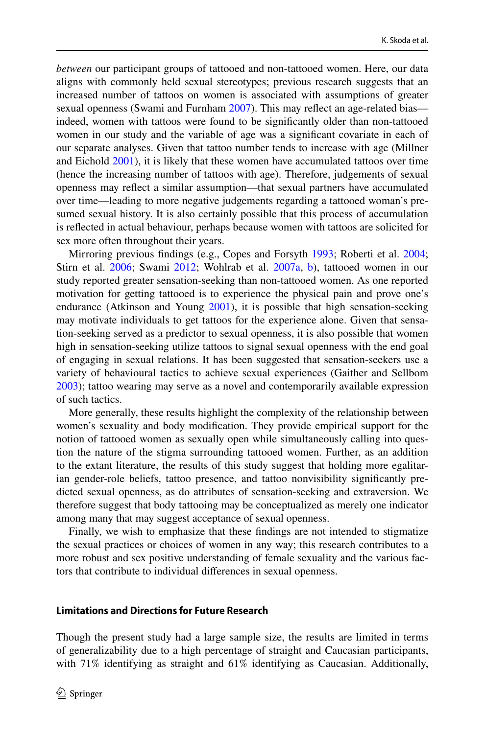*between* our participant groups of tattooed and non-tattooed women. Here, our data aligns with commonly held sexual stereotypes; previous research suggests that an increased number of tattoos on women is associated with assumptions of greater sexual openness (Swami and Furnham 2007). This may reflect an age-related bias—indeed, women with tattoos were found to be significantly older than non-tattooed women in our study and the variable of age was a significant covariate in each of our separate analyses. Given that tattoo number tends to increase with age (Millner and Eichold 2001), it is likely that these women have accumulated tattoos over time (hence the increasing number of tattoos with age). Therefore, judgements of sexual openness may reflect a similar assumption—that sexual partners have accumulated over time—leading to more negative judgements regarding a tattooed woman's presumed sexual history. It is also certainly possible that this process of accumulation is reflected in actual behaviour, perhaps because women with tattoos are solicited for sex more often throughout their years.

Mirroring previous findings (e.g., Copes and Forsyth 1993; Roberti et al. 2004; Stirn et al. 2006; Swami 2012; Wohlrab et al. 2007a, b), tattooed women in our study reported greater sensation-seeking than non-tattooed women. As one reported motivation for getting tattooed is to experience the physical pain and prove one's endurance (Atkinson and Young 2001), it is possible that high sensation-seeking may motivate individuals to get tattoos for the experience alone. Given that sensation-seeking served as a predictor to sexual openness, it is also possible that women high in sensation-seeking utilize tattoos to signal sexual openness with the end goal of engaging in sexual relations. It has been suggested that sensation-seekers use a variety of behavioural tactics to achieve sexual experiences (Gaither and Sellbom 2003); tattoo wearing may serve as a novel and contemporarily available expression of such tactics.

More generally, these results highlight the complexity of the relationship between women's sexuality and body modification. They provide empirical support for the notion of tattooed women as sexually open while simultaneously calling into question the nature of the stigma surrounding tattooed women. Further, as an addition to the extant literature, the results of this study suggest that holding more egalitarian gender-role beliefs, tattoo presence, and tattoo nonvisibility significantly predicted sexual openness, as do attributes of sensation-seeking and extraversion. We therefore suggest that body tattooing may be conceptualized as merely one indicator among many that may suggest acceptance of sexual openness.

Finally, we wish to emphasize that these findings are not intended to stigmatize the sexual practices or choices of women in any way; this research contributes to a more robust and sex positive understanding of female sexuality and the various factors that contribute to individual differences in sexual openness.

### Limitations and Directions for Future Research

Though the present study had a large sample size, the results are limited in terms of generalizability due to a high percentage of straight and Caucasian participants, with 71% identifying as straight and 61% identifying as Caucasian. Additionally,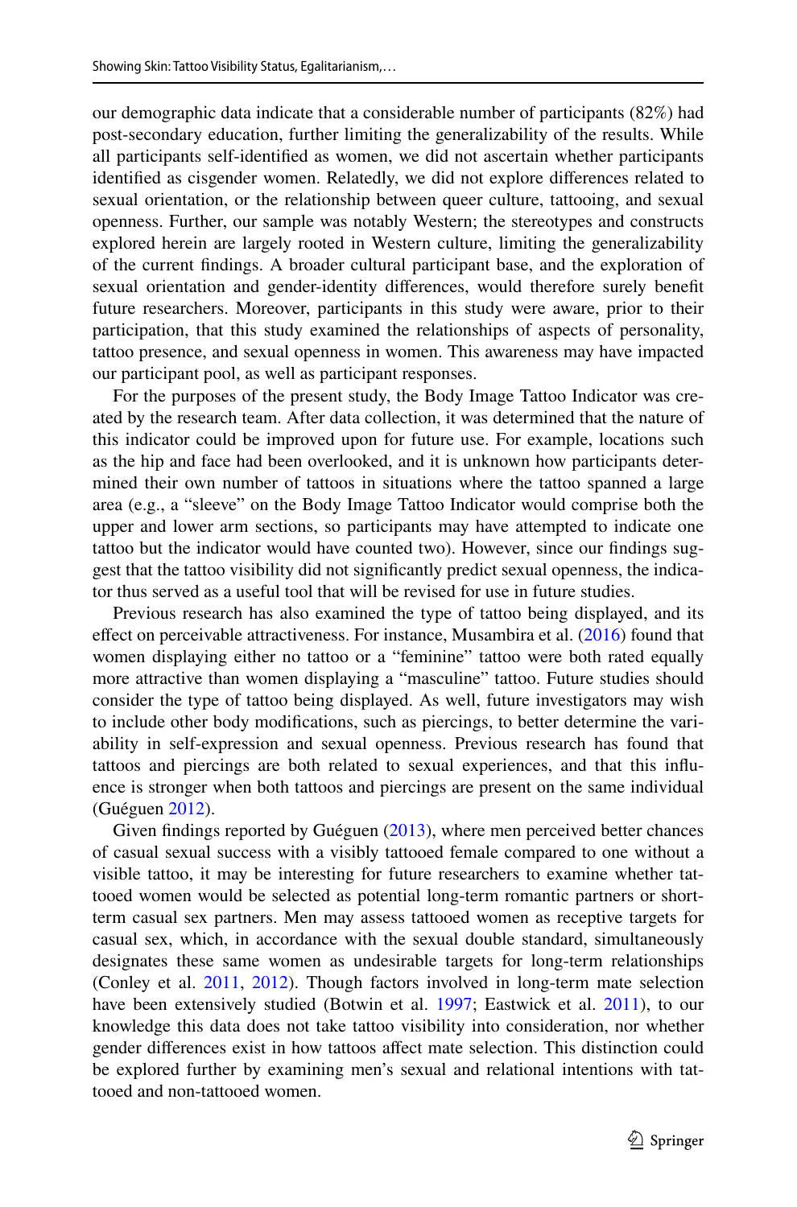our demographic data indicate that a considerable number of participants (82%) had post-secondary education, further limiting the generalizability of the results. While all participants self-identified as women, we did not ascertain whether participants identified as cisgender women. Relatedly, we did not explore differences related to sexual orientation, or the relationship between queer culture, tattooing, and sexual openness. Further, our sample was notably Western; the stereotypes and constructs explored herein are largely rooted in Western culture, limiting the generalizability of the current findings. A broader cultural participant base, and the exploration of sexual orientation and gender-identity differences, would therefore surely benefit future researchers. Moreover, participants in this study were aware, prior to their participation, that this study examined the relationships of aspects of personality, tattoo presence, and sexual openness in women. This awareness may have impacted our participant pool, as well as participant responses.

For the purposes of the present study, the Body Image Tattoo Indicator was created by the research team. After data collection, it was determined that the nature of this indicator could be improved upon for future use. For example, locations such as the hip and face had been overlooked, and it is unknown how participants determined their own number of tattoos in situations where the tattoo spanned a large area (e.g., a "sleeve" on the Body Image Tattoo Indicator would comprise both the upper and lower arm sections, so participants may have attempted to indicate one tattoo but the indicator would have counted two). However, since our findings suggest that the tattoo visibility did not significantly predict sexual openness, the indicator thus served as a useful tool that will be revised for use in future studies.

Previous research has also examined the type of tattoo being displayed, and its effect on perceivable attractiveness. For instance, Musambira et al. (2016) found that women displaying either no tattoo or a "feminine" tattoo were both rated equally more attractive than women displaying a "masculine" tattoo. Future studies should consider the type of tattoo being displayed. As well, future investigators may wish to include other body modifications, such as piercings, to better determine the variability in self-expression and sexual openness. Previous research has found that tattoos and piercings are both related to sexual experiences, and that this influence is stronger when both tattoos and piercings are present on the same individual (Guéguen 2012).

Given findings reported by Guéguen (2013), where men perceived better chances of casual sexual success with a visibly tattooed female compared to one without a visible tattoo, it may be interesting for future researchers to examine whether tattooed women would be selected as potential long-term romantic partners or short-term casual sex partners. Men may assess tattooed women as receptive targets for casual sex, which, in accordance with the sexual double standard, simultaneously designates these same women as undesirable targets for long-term relationships (Conley et al. 2011, 2012). Though factors involved in long-term mate selection have been extensively studied (Botwin et al. 1997; Eastwick et al. 2011), to our knowledge this data does not take tattoo visibility into consideration, nor whether gender differences exist in how tattoos affect mate selection. This distinction could be explored further by examining men's sexual and relational intentions with tattooed and non-tattooed women.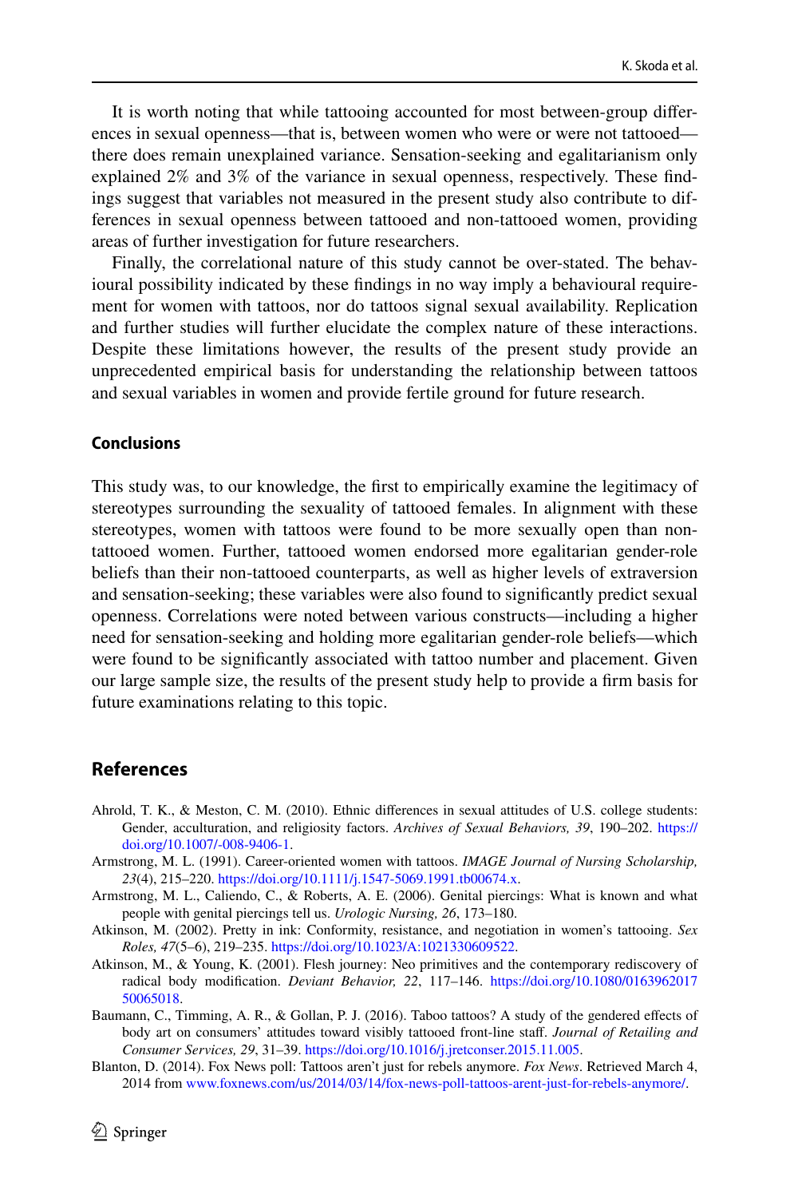It is worth noting that while tattooing accounted for most between-group differences in sexual openness—that is, between women who were or were not tattooed—there does remain unexplained variance. Sensation-seeking and egalitarianism only explained 2% and 3% of the variance in sexual openness, respectively. These findings suggest that variables not measured in the present study also contribute to differences in sexual openness between tattooed and non-tattooed women, providing areas of further investigation for future researchers.

Finally, the correlational nature of this study cannot be over-stated. The behavioural possibility indicated by these findings in no way imply a behavioural requirement for women with tattoos, nor do tattoos signal sexual availability. Replication and further studies will further elucidate the complex nature of these interactions. Despite these limitations however, the results of the present study provide an unprecedented empirical basis for understanding the relationship between tattoos and sexual variables in women and provide fertile ground for future research.

### Conclusions

This study was, to our knowledge, the first to empirically examine the legitimacy of stereotypes surrounding the sexuality of tattooed females. In alignment with these stereotypes, women with tattoos were found to be more sexually open than non-tattooed women. Further, tattooed women endorsed more egalitarian gender-role beliefs than their non-tattooed counterparts, as well as higher levels of extraversion and sensation-seeking; these variables were also found to significantly predict sexual openness. Correlations were noted between various constructs—including a higher need for sensation-seeking and holding more egalitarian gender-role beliefs—which were found to be significantly associated with tattoo number and placement. Given our large sample size, the results of the present study help to provide a firm basis for future examinations relating to this topic.

## References

Ahrold, T. K., & Meston, C. M. (2010). Ethnic differences in sexual attitudes of U.S. college students: Gender, acculturation, and religiosity factors. *Archives of Sexual Behaviors, 39*, 190–202. https://doi.org/10.1007/-008-9406-1.

Armstrong, M. L. (1991). Career-oriented women with tattoos. *IMAGE Journal of Nursing Scholarship, 23*(4), 215–220. https://doi.org/10.1111/j.1547-5069.1991.tb00674.x.

Armstrong, M. L., Caliendo, C., & Roberts, A. E. (2006). Genital piercings: What is known and what people with genital piercings tell us. *Urologic Nursing, 26*, 173–180.

Atkinson, M. (2002). Pretty in ink: Conformity, resistance, and negotiation in women's tattooing. *Sex Roles, 47*(5–6), 219–235. https://doi.org/10.1023/A:1021330609522.

Atkinson, M., & Young, K. (2001). Flesh journey: Neo primitives and the contemporary rediscovery of radical body modification. *Deviant Behavior, 22*, 117–146. https://doi.org/10.1080/016396201750065018.

Baumann, C., Timming, A. R., & Gollan, P. J. (2016). Taboo tattoos? A study of the gendered effects of body art on consumers' attitudes toward visibly tattooed front-line staff. *Journal of Retailing and Consumer Services, 29*, 31–39. https://doi.org/10.1016/j.jretconser.2015.11.005.

Blanton, D. (2014). Fox News poll: Tattoos aren't just for rebels anymore. *Fox News*. Retrieved March 4, 2014 from www.foxnews.com/us/2014/03/14/fox-news-poll-tattoos-arent-just-for-rebels-anymore/.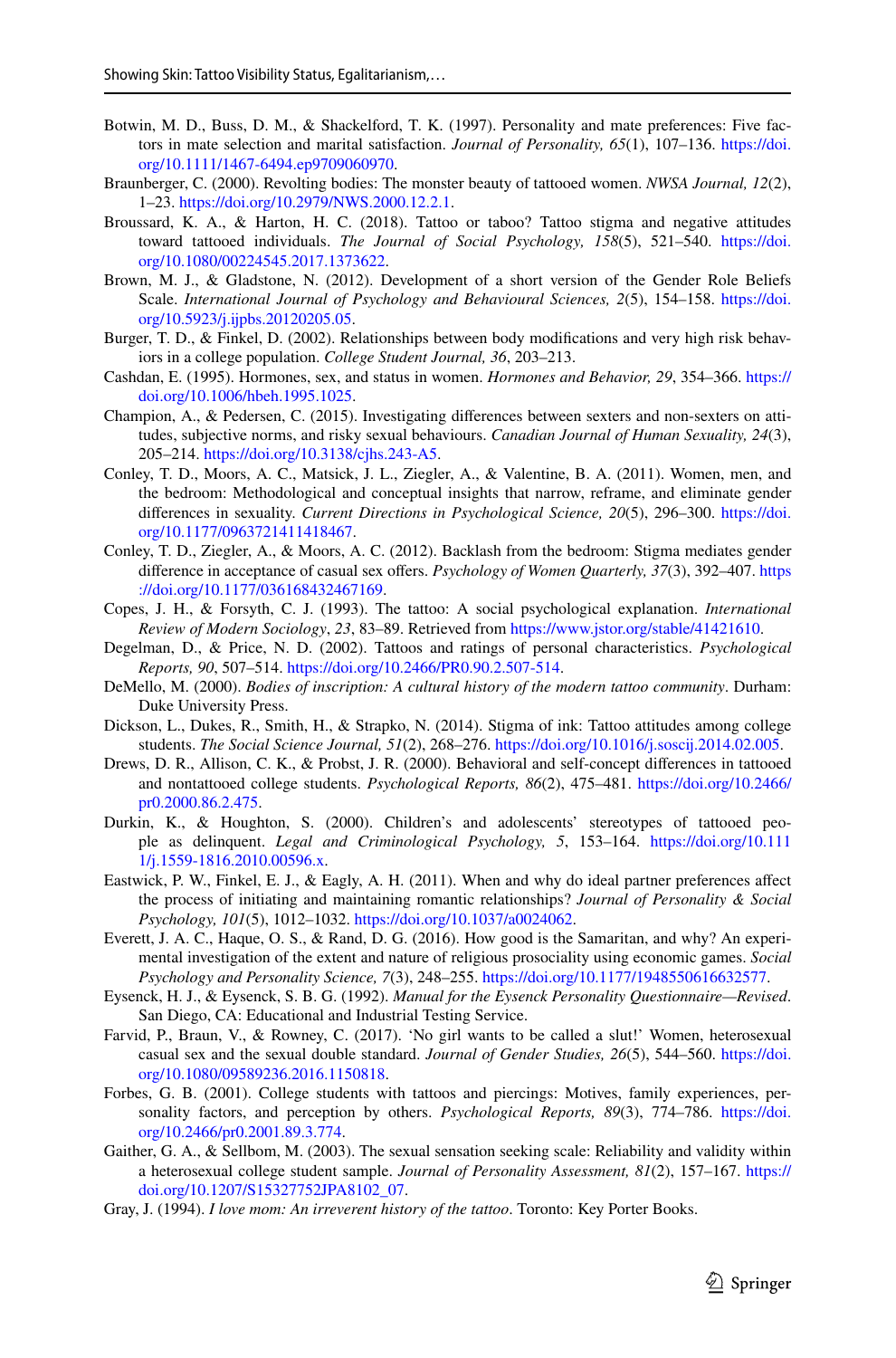Botwin, M. D., Buss, D. M., & Shackelford, T. K. (1997). Personality and mate preferences: Five factors in mate selection and marital satisfaction. *Journal of Personality, 65*(1), 107–136. https://doi.org/10.1111/1467-6494.ep9709060970.

Braunberger, C. (2000). Revolting bodies: The monster beauty of tattooed women. *NWSA Journal, 12*(2), 1–23. https://doi.org/10.2979/NWS.2000.12.2.1.

Broussard, K. A., & Harton, H. C. (2018). Tattoo or taboo? Tattoo stigma and negative attitudes toward tattooed individuals. *The Journal of Social Psychology, 158*(5), 521–540. https://doi.org/10.1080/00224545.2017.1373622.

Brown, M. J., & Gladstone, N. (2012). Development of a short version of the Gender Role Beliefs Scale. *International Journal of Psychology and Behavioural Sciences, 2*(5), 154–158. https://doi.org/10.5923/j.ijpbs.20120205.05.

Burger, T. D., & Finkel, D. (2002). Relationships between body modifications and very high risk behaviors in a college population. *College Student Journal, 36*, 203–213.

Cashdan, E. (1995). Hormones, sex, and status in women. *Hormones and Behavior, 29*, 354–366. https://doi.org/10.1006/hbeh.1995.1025.

Champion, A., & Pedersen, C. (2015). Investigating differences between sexters and non-sexters on attitudes, subjective norms, and risky sexual behaviours. *Canadian Journal of Human Sexuality, 24*(3), 205–214. https://doi.org/10.3138/cjhs.243-A5.

Conley, T. D., Moors, A. C., Matsick, J. L., Ziegler, A., & Valentine, B. A. (2011). Women, men, and the bedroom: Methodological and conceptual insights that narrow, reframe, and eliminate gender differences in sexuality. *Current Directions in Psychological Science, 20*(5), 296–300. https://doi.org/10.1177/0963721411418467.

Conley, T. D., Ziegler, A., & Moors, A. C. (2012). Backlash from the bedroom: Stigma mediates gender difference in acceptance of casual sex offers. *Psychology of Women Quarterly, 37*(3), 392–407. https://doi.org/10.1177/0361684312467169.

Copes, J. H., & Forsyth, C. J. (1993). The tattoo: A social psychological explanation. *International Review of Modern Sociology*, *23*, 83–89. Retrieved from https://www.jstor.org/stable/41421610.

Degelman, D., & Price, N. D. (2002). Tattoos and ratings of personal characteristics. *Psychological Reports, 90*, 507–514. https://doi.org/10.2466/PR0.90.2.507-514.

DeMello, M. (2000). *Bodies of inscription: A cultural history of the modern tattoo community*. Durham: Duke University Press.

Dickson, L., Dukes, R., Smith, H., & Strapko, N. (2014). Stigma of ink: Tattoo attitudes among college students. *The Social Science Journal, 51*(2), 268–276. https://doi.org/10.1016/j.soscij.2014.02.005.

Drews, D. R., Allison, C. K., & Probst, J. R. (2000). Behavioral and self-concept differences in tattooed and nontattooed college students. *Psychological Reports, 86*(2), 475–481. https://doi.org/10.2466/pr0.2000.86.2.475.

Durkin, K., & Houghton, S. (2000). Children's and adolescents' stereotypes of tattooed people as delinquent. *Legal and Criminological Psychology, 5*, 153–164. https://doi.org/10.1111/j.1559-1816.2010.00596.x.

Eastwick, P. W., Finkel, E. J., & Eagly, A. H. (2011). When and why do ideal partner preferences affect the process of initiating and maintaining romantic relationships? *Journal of Personality & Social Psychology, 101*(5), 1012–1032. https://doi.org/10.1037/a0024062.

Everett, J. A. C., Haque, O. S., & Rand, D. G. (2016). How good is the Samaritan, and why? An experimental investigation of the extent and nature of religious prosociality using economic games. *Social Psychology and Personality Science, 7*(3), 248–255. https://doi.org/10.1177/1948550616632577.

Eysenck, H. J., & Eysenck, S. B. G. (1992). *Manual for the Eysenck Personality Questionnaire—Revised*. San Diego, CA: Educational and Industrial Testing Service.

Farvid, P., Braun, V., & Rowney, C. (2017). 'No girl wants to be called a slut!' Women, heterosexual casual sex and the sexual double standard. *Journal of Gender Studies, 26*(5), 544–560. https://doi.org/10.1080/09589236.2016.1150818.

Forbes, G. B. (2001). College students with tattoos and piercings: Motives, family experiences, personality factors, and perception by others. *Psychological Reports, 89*(3), 774–786. https://doi.org/10.2466/pr0.2001.89.3.774.

Gaither, G. A., & Sellbom, M. (2003). The sexual sensation seeking scale: Reliability and validity within a heterosexual college student sample. *Journal of Personality Assessment, 81*(2), 157–167. https://doi.org/10.1207/S15327752JPA8102_07.

Gray, J. (1994). *I love mom: An irreverent history of the tattoo*. Toronto: Key Porter Books.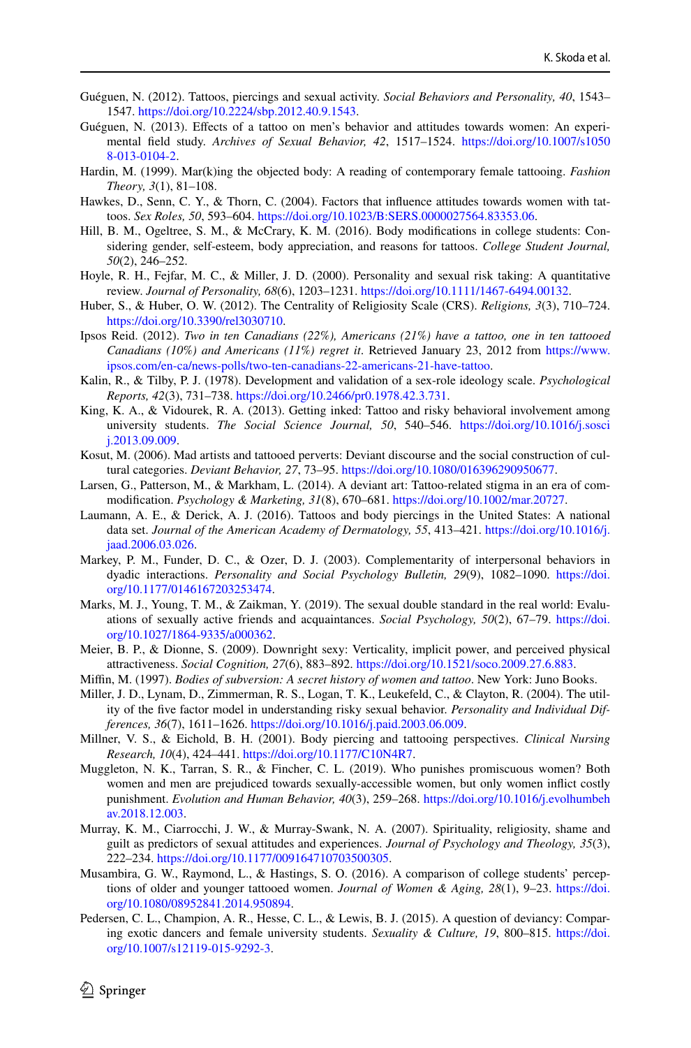Guéguen, N. (2012). Tattoos, piercings and sexual activity. *Social Behaviors and Personality, 40*, 1543–1547. https://doi.org/10.2224/sbp.2012.40.9.1543.

Guéguen, N. (2013). Effects of a tattoo on men's behavior and attitudes towards women: An experimental field study. *Archives of Sexual Behavior, 42*, 1517–1524. https://doi.org/10.1007/s10508-013-0104-2.

Hardin, M. (1999). Mar(k)ing the objected body: A reading of contemporary female tattooing. *Fashion Theory, 3*(1), 81–108.

Hawkes, D., Senn, C. Y., & Thorn, C. (2004). Factors that influence attitudes towards women with tattoos. *Sex Roles, 50*, 593–604. https://doi.org/10.1023/B:SERS.0000027564.83353.06.

Hill, B. M., Ogeltree, S. M., & McCrary, K. M. (2016). Body modifications in college students: Considering gender, self-esteem, body appreciation, and reasons for tattoos. *College Student Journal, 50*(2), 246–252.

Hoyle, R. H., Fejfar, M. C., & Miller, J. D. (2000). Personality and sexual risk taking: A quantitative review. *Journal of Personality, 68*(6), 1203–1231. https://doi.org/10.1111/1467-6494.00132.

Huber, S., & Huber, O. W. (2012). The Centrality of Religiosity Scale (CRS). *Religions, 3*(3), 710–724. https://doi.org/10.3390/rel3030710.

Ipsos Reid. (2012). *Two in ten Canadians (22%), Americans (21%) have a tattoo, one in ten tattooed Canadians (10%) and Americans (11%) regret it*. Retrieved January 23, 2012 from https://www.ipsos.com/en-ca/news-polls/two-ten-canadians-22-americans-21-have-tattoo.

Kalin, R., & Tilby, P. J. (1978). Development and validation of a sex-role ideology scale. *Psychological Reports, 42*(3), 731–738. https://doi.org/10.2466/pr0.1978.42.3.731.

King, K. A., & Vidourek, R. A. (2013). Getting inked: Tattoo and risky behavioral involvement among university students. *The Social Science Journal, 50*, 540–546. https://doi.org/10.1016/j.soscij.2013.09.009.

Kosut, M. (2006). Mad artists and tattooed perverts: Deviant discourse and the social construction of cultural categories. *Deviant Behavior, 27*, 73–95. https://doi.org/10.1080/016396290950677.

Larsen, G., Patterson, M., & Markham, L. (2014). A deviant art: Tattoo-related stigma in an era of commodification. *Psychology & Marketing, 31*(8), 670–681. https://doi.org/10.1002/mar.20727.

Laumann, A. E., & Derick, A. J. (2016). Tattoos and body piercings in the United States: A national data set. *Journal of the American Academy of Dermatology, 55*, 413–421. https://doi.org/10.1016/j.jaad.2006.03.026.

Markey, P. M., Funder, D. C., & Ozer, D. J. (2003). Complementarity of interpersonal behaviors in dyadic interactions. *Personality and Social Psychology Bulletin, 29*(9), 1082–1090. https://doi.org/10.1177/0146167203253474.

Marks, M. J., Young, T. M., & Zaikman, Y. (2019). The sexual double standard in the real world: Evaluations of sexually active friends and acquaintances. *Social Psychology, 50*(2), 67–79. https://doi.org/10.1027/1864-9335/a000362.

Meier, B. P., & Dionne, S. (2009). Downright sexy: Verticality, implicit power, and perceived physical attractiveness. *Social Cognition, 27*(6), 883–892. https://doi.org/10.1521/soco.2009.27.6.883.

Miffin, M. (1997). *Bodies of subversion: A secret history of women and tattoo*. New York: Juno Books.

Miller, J. D., Lynam, D., Zimmerman, R. S., Logan, T. K., Leukefeld, C., & Clayton, R. (2004). The utility of the five factor model in understanding risky sexual behavior. *Personality and Individual Differences, 36*(7), 1611–1626. https://doi.org/10.1016/j.paid.2003.06.009.

Millner, V. S., & Eichold, B. H. (2001). Body piercing and tattooing perspectives. *Clinical Nursing Research, 10*(4), 424–441. https://doi.org/10.1177/C10N4R7.

Muggleton, N. K., Tarran, S. R., & Fincher, C. L. (2019). Who punishes promiscuous women? Both women and men are prejudiced towards sexually-accessible women, but only women inflict costly punishment. *Evolution and Human Behavior, 40*(3), 259–268. https://doi.org/10.1016/j.evolhumbehav.2018.12.003.

Murray, K. M., Ciarrocchi, J. W., & Murray-Swank, N. A. (2007). Spirituality, religiosity, shame and guilt as predictors of sexual attitudes and experiences. *Journal of Psychology and Theology, 35*(3), 222–234. https://doi.org/10.1177/009164710703500305.

Musambira, G. W., Raymond, L., & Hastings, S. O. (2016). A comparison of college students' perceptions of older and younger tattooed women. *Journal of Women & Aging, 28*(1), 9–23. https://doi.org/10.1080/08952841.2014.950894.

Pedersen, C. L., Champion, A. R., Hesse, C. L., & Lewis, B. J. (2015). A question of deviancy: Comparing exotic dancers and female university students. *Sexuality & Culture, 19*, 800–815. https://doi.org/10.1007/s12119-015-9292-3.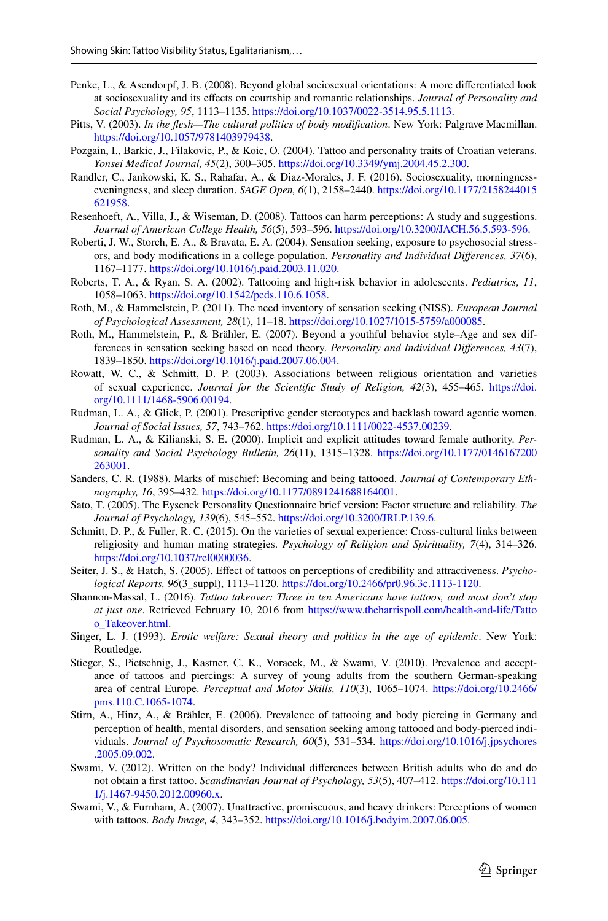Penke, L., & Asendorpf, J. B. (2008). Beyond global sociosexual orientations: A more differentiated look at sociosexuality and its effects on courtship and romantic relationships. *Journal of Personality and Social Psychology, 95*, 1113–1135. https://doi.org/10.1037/0022-3514.95.5.1113.

Pitts, V. (2003). *In the flesh—The cultural politics of body modification*. New York: Palgrave Macmillan. https://doi.org/10.1057/9781403979438.

Pozgain, I., Barkic, J., Filakovic, P., & Koic, O. (2004). Tattoo and personality traits of Croatian veterans. *Yonsei Medical Journal, 45*(2), 300–305. https://doi.org/10.3349/ymj.2004.45.2.300.

Randler, C., Jankowski, K. S., Rahafar, A., & Diaz-Morales, J. F. (2016). Sociosexuality, morningness-eveningness, and sleep duration. *SAGE Open, 6*(1), 2158–2440. https://doi.org/10.1177/2158244015621958.

Resenhoeft, A., Villa, J., & Wiseman, D. (2008). Tattoos can harm perceptions: A study and suggestions. *Journal of American College Health, 56*(5), 593–596. https://doi.org/10.3200/JACH.56.5.593-596.

Roberti, J. W., Storch, E. A., & Bravata, E. A. (2004). Sensation seeking, exposure to psychosocial stressors, and body modifications in a college population. *Personality and Individual Differences, 37*(6), 1167–1177. https://doi.org/10.1016/j.paid.2003.11.020.

Roberts, T. A., & Ryan, S. A. (2002). Tattooing and high-risk behavior in adolescents. *Pediatrics, 11*, 1058–1063. https://doi.org/10.1542/peds.110.6.1058.

Roth, M., & Hammelstein, P. (2011). The need inventory of sensation seeking (NISS). *European Journal of Psychological Assessment, 28*(1), 11–18. https://doi.org/10.1027/1015-5759/a000085.

Roth, M., Hammelstein, P., & Brähler, E. (2007). Beyond a youthful behavior style–Age and sex differences in sensation seeking based on need theory. *Personality and Individual Differences, 43*(7), 1839–1850. https://doi.org/10.1016/j.paid.2007.06.004.

Rowatt, W. C., & Schmitt, D. P. (2003). Associations between religious orientation and varieties of sexual experience. *Journal for the Scientific Study of Religion, 42*(3), 455–465. https://doi.org/10.1111/1468-5906.00194.

Rudman, L. A., & Glick, P. (2001). Prescriptive gender stereotypes and backlash toward agentic women. *Journal of Social Issues, 57*, 743–762. https://doi.org/10.1111/0022-4537.00239.

Rudman, L. A., & Kilianski, S. E. (2000). Implicit and explicit attitudes toward female authority. *Personality and Social Psychology Bulletin, 26*(11), 1315–1328. https://doi.org/10.1177/0146167200263001.

Sanders, C. R. (1988). Marks of mischief: Becoming and being tattooed. *Journal of Contemporary Ethnography, 16*, 395–432. https://doi.org/10.1177/0891241688164001.

Sato, T. (2005). The Eysenck Personality Questionnaire brief version: Factor structure and reliability. *The Journal of Psychology, 139*(6), 545–552. https://doi.org/10.3200/JRLP.139.6.

Schmitt, D. P., & Fuller, R. C. (2015). On the varieties of sexual experience: Cross-cultural links between religiosity and human mating strategies. *Psychology of Religion and Spirituality, 7*(4), 314–326. https://doi.org/10.1037/rel0000036.

Seiter, J. S., & Hatch, S. (2005). Effect of tattoos on perceptions of credibility and attractiveness. *Psychological Reports, 96*(3_suppl), 1113–1120. https://doi.org/10.2466/pr0.96.3c.1113-1120.

Shannon-Massal, L. (2016). *Tattoo takeover: Three in ten Americans have tattoos, and most don't stop at just one*. Retrieved February 10, 2016 from https://www.theharrispoll.com/health-and-life/Tattoo_Takeover.html.

Singer, L. J. (1993). *Erotic welfare: Sexual theory and politics in the age of epidemic*. New York: Routledge.

Stieger, S., Pietschnig, J., Kastner, C. K., Voracek, M., & Swami, V. (2010). Prevalence and acceptance of tattoos and piercings: A survey of young adults from the southern German-speaking area of central Europe. *Perceptual and Motor Skills, 110*(3), 1065–1074. https://doi.org/10.2466/pms.110.C.1065-1074.

Stirn, A., Hinz, A., & Brähler, E. (2006). Prevalence of tattooing and body piercing in Germany and perception of health, mental disorders, and sensation seeking among tattooed and body-pierced individuals. *Journal of Psychosomatic Research, 60*(5), 531–534. https://doi.org/10.1016/j.jpsychores.2005.09.002.

Swami, V. (2012). Written on the body? Individual differences between British adults who do and do not obtain a first tattoo. *Scandinavian Journal of Psychology, 53*(5), 407–412. https://doi.org/10.1111/j.1467-9450.2012.00960.x.

Swami, V., & Furnham, A. (2007). Unattractive, promiscuous, and heavy drinkers: Perceptions of women with tattoos. *Body Image, 4*, 343–352. https://doi.org/10.1016/j.bodyim.2007.06.005.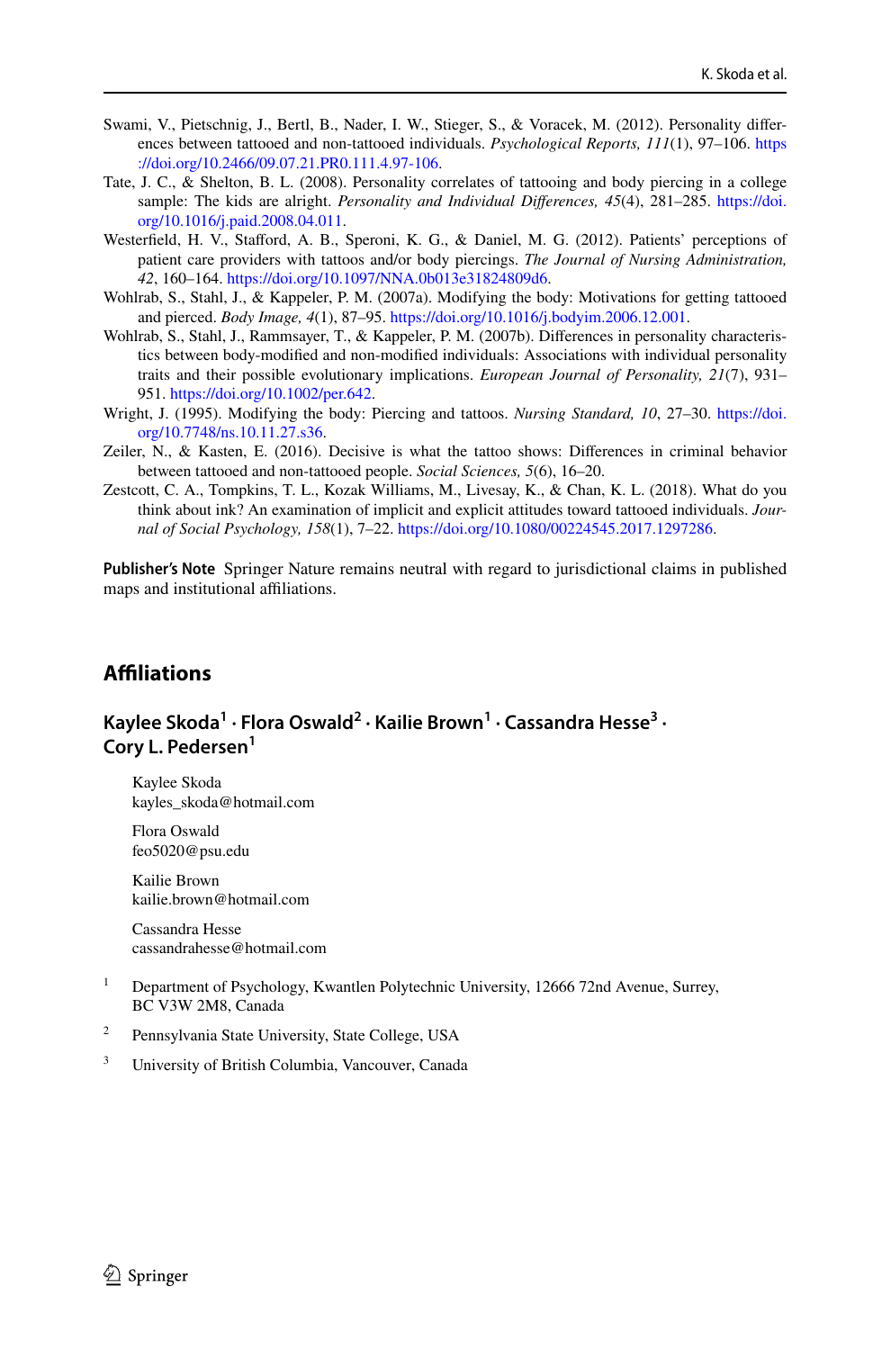Swami, V., Pietschnig, J., Bertl, B., Nader, I. W., Stieger, S., & Voracek, M. (2012). Personality differences between tattooed and non-tattooed individuals. *Psychological Reports, 111*(1), 97–106. https://doi.org/10.2466/09.07.21.PR0.111.4.97-106.

Tate, J. C., & Shelton, B. L. (2008). Personality correlates of tattooing and body piercing in a college sample: The kids are alright. *Personality and Individual Differences, 45*(4), 281–285. https://doi.org/10.1016/j.paid.2008.04.011.

Westerfield, H. V., Stafford, A. B., Speroni, K. G., & Daniel, M. G. (2012). Patients' perceptions of patient care providers with tattoos and/or body piercings. *The Journal of Nursing Administration, 42*, 160–164. https://doi.org/10.1097/NNA.0b013e31824809d6.

Wohlrab, S., Stahl, J., & Kappeler, P. M. (2007a). Modifying the body: Motivations for getting tattooed and pierced. *Body Image, 4*(1), 87–95. https://doi.org/10.1016/j.bodyim.2006.12.001.

Wohlrab, S., Stahl, J., Rammsayer, T., & Kappeler, P. M. (2007b). Differences in personality characteristics between body-modified and non-modified individuals: Associations with individual personality traits and their possible evolutionary implications. *European Journal of Personality, 21*(7), 931–951. https://doi.org/10.1002/per.642.

Wright, J. (1995). Modifying the body: Piercing and tattoos. *Nursing Standard, 10*, 27–30. https://doi.org/10.7748/ns.10.11.27.s36.

Zeiler, N., & Kasten, E. (2016). Decisive is what the tattoo shows: Differences in criminal behavior between tattooed and non-tattooed people. *Social Sciences, 5*(6), 16–20.

Zestcott, C. A., Tompkins, T. L., Kozak Williams, M., Livesay, K., & Chan, K. L. (2018). What do you think about ink? An examination of implicit and explicit attitudes toward tattooed individuals. *Journal of Social Psychology, 158*(1), 7–22. https://doi.org/10.1080/00224545.2017.1297286.

**Publisher's Note** Springer Nature remains neutral with regard to jurisdictional claims in published maps and institutional affiliations.

## Affiliations

### Kaylee Skoda[1] · Flora Oswald[2] · Kailie Brown[1] · Cassandra Hesse[3] · Cory L. Pedersen[1]

Kaylee Skoda
kayles_skoda@hotmail.com

Flora Oswald
feo5020@psu.edu

Kailie Brown
kailie.brown@hotmail.com

Cassandra Hesse
cassandrahesse@hotmail.com

[1] Department of Psychology, Kwantlen Polytechnic University, 12666 72nd Avenue, Surrey, BC V3W 2M8, Canada

[2] Pennsylvania State University, State College, USA

[3] University of British Columbia, Vancouver, Canada